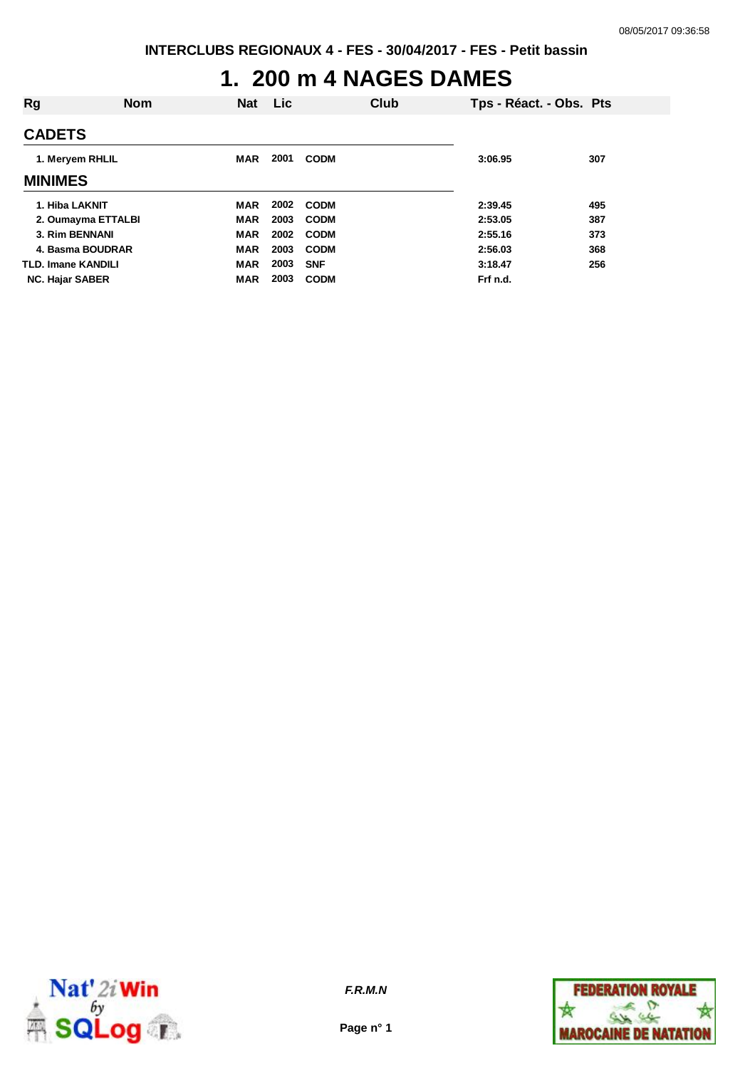INTERCLUBS REGIONAUX 4 - FES - 30/04/2017 - FES - Petit bassin

# 1. 200 m 4 NAGES DAMES

| Rg | Nom | Nat | Lic | Club | Tps - Réact. - Obs. | Pts |
|---|---|---|---|---|---|---|
| **CADETS** | | | | | | |
| 1. | Meryem RHLIL | MAR | 2001 | CODM | 3:06.95 | 307 |
| **MINIMES** | | | | | | |
| 1. | Hiba LAKNIT | MAR | 2002 | CODM | 2:39.45 | 495 |
| 2. | Oumayma ETTALBI | MAR | 2003 | CODM | 2:53.05 | 387 |
| 3. | Rim BENNANI | MAR | 2002 | CODM | 2:55.16 | 373 |
| 4. | Basma BOUDRAR | MAR | 2003 | CODM | 2:56.03 | 368 |
| TLD. | Imane KANDILI | MAR | 2003 | SNF | 3:18.47 | 256 |
| NC. | Hajar SABER | MAR | 2003 | CODM | Frf n.d. | |

*F.R.M.N*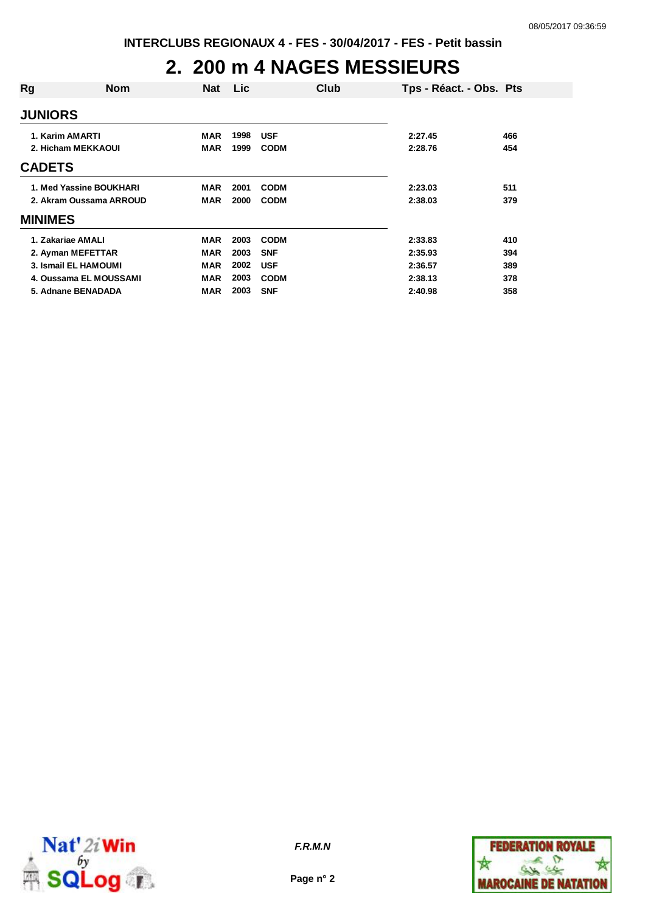INTERCLUBS REGIONAUX 4 - FES - 30/04/2017 - FES - Petit bassin

# 2. 200 m 4 NAGES MESSIEURS

| Rg | Nom | Nat | Lic | Club | Tps - Réact. - Obs. | Pts |
|---|---|---|---|---|---|---|
| **JUNIORS** | | | | | | |
| 1. | Karim AMARTI | MAR | 1998 | USF | 2:27.45 | 466 |
| 2. | Hicham MEKKAOUI | MAR | 1999 | CODM | 2:28.76 | 454 |
| **CADETS** | | | | | | |
| 1. | Med Yassine BOUKHARI | MAR | 2001 | CODM | 2:23.03 | 511 |
| 2. | Akram Oussama ARROUD | MAR | 2000 | CODM | 2:38.03 | 379 |
| **MINIMES** | | | | | | |
| 1. | Zakariae AMALI | MAR | 2003 | CODM | 2:33.83 | 410 |
| 2. | Ayman MEFETTAR | MAR | 2003 | SNF | 2:35.93 | 394 |
| 3. | Ismail EL HAMOUMI | MAR | 2002 | USF | 2:36.57 | 389 |
| 4. | Oussama EL MOUSSAMI | MAR | 2003 | CODM | 2:38.13 | 378 |
| 5. | Adnane BENADADA | MAR | 2003 | SNF | 2:40.98 | 358 |

*F.R.M.N*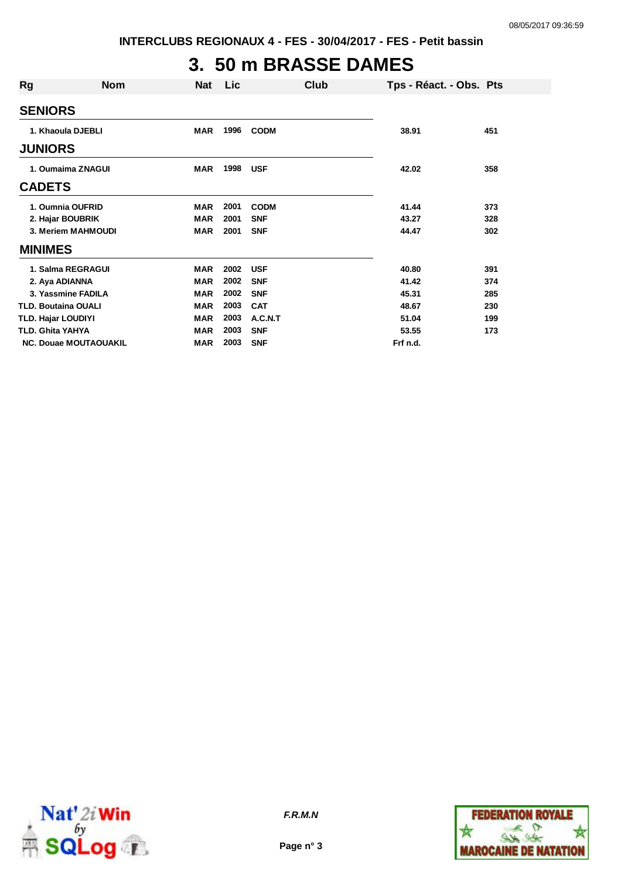INTERCLUBS REGIONAUX 4 - FES - 30/04/2017 - FES - Petit bassin

# 3. 50 m BRASSE DAMES

| Rg | Nom | Nat | Lic | Club | Tps - Réact. - Obs. | Pts |
|---|---|---|---|---|---|---|
| **SENIORS** | | | | | | |
| 1. | Khaoula DJEBLI | MAR | 1996 | CODM | 38.91 | 451 |
| **JUNIORS** | | | | | | |
| 1. | Oumaima ZNAGUI | MAR | 1998 | USF | 42.02 | 358 |
| **CADETS** | | | | | | |
| 1. | Oumnia OUFRID | MAR | 2001 | CODM | 41.44 | 373 |
| 2. | Hajar BOUBRIK | MAR | 2001 | SNF | 43.27 | 328 |
| 3. | Meriem MAHMOUDI | MAR | 2001 | SNF | 44.47 | 302 |
| **MINIMES** | | | | | | |
| 1. | Salma REGRAGUI | MAR | 2002 | USF | 40.80 | 391 |
| 2. | Aya ADIANNA | MAR | 2002 | SNF | 41.42 | 374 |
| 3. | Yassmine FADILA | MAR | 2002 | SNF | 45.31 | 285 |
| TLD. | Boutaina OUALI | MAR | 2003 | CAT | 48.67 | 230 |
| TLD. | Hajar LOUDIYI | MAR | 2003 | A.C.N.T | 51.04 | 199 |
| TLD. | Ghita YAHYA | MAR | 2003 | SNF | 53.55 | 173 |
| NC. | Douae MOUTAOUAKIL | MAR | 2003 | SNF | Frf n.d. | |

*F.R.M.N*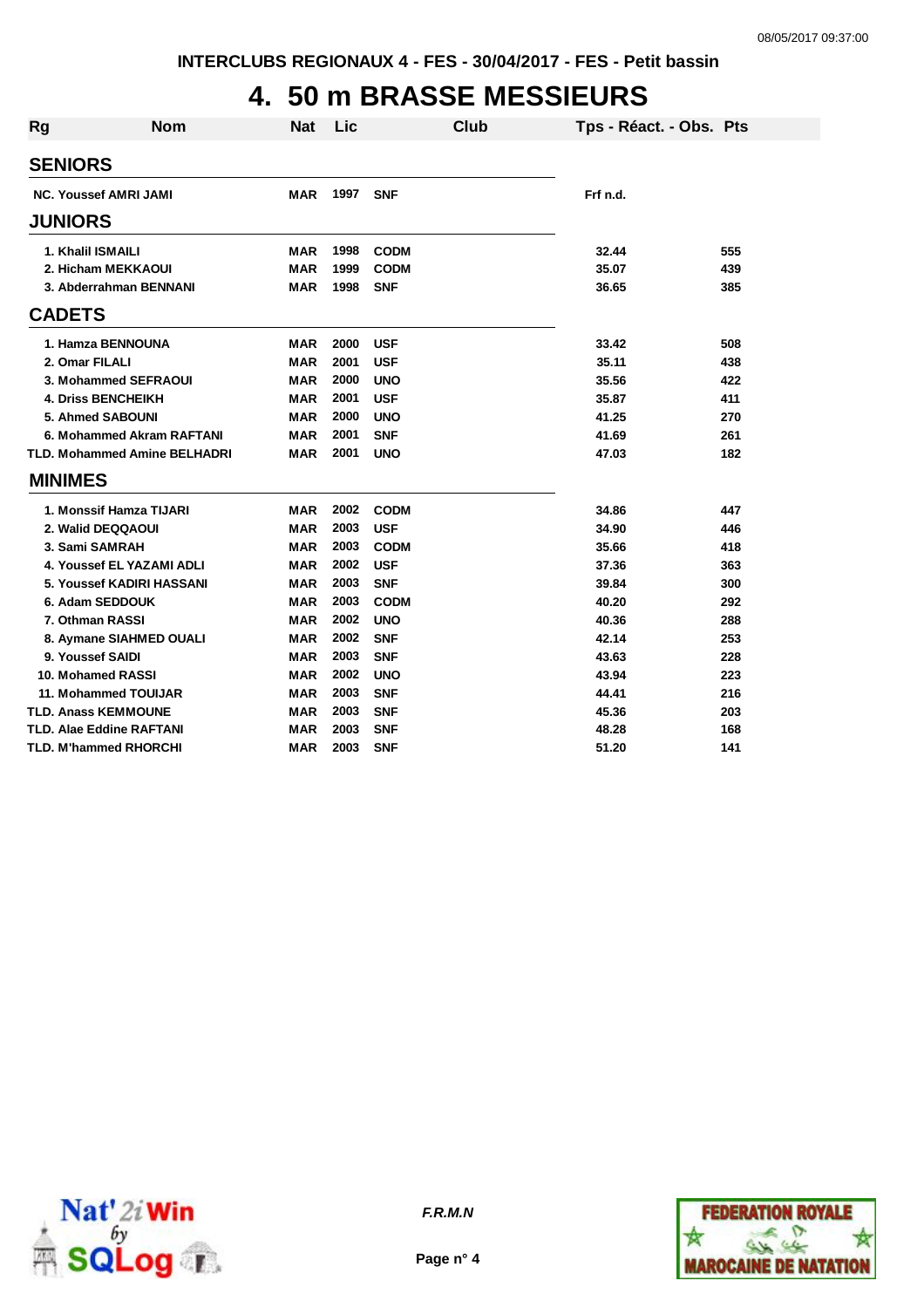INTERCLUBS REGIONAUX 4 - FES - 30/04/2017 - FES - Petit bassin

# 4. 50 m BRASSE MESSIEURS

| Rg | Nom | Nat | Lic | Club | Tps - Réact. - Obs. | Pts |
|---|---|---|---|---|---|---|
| **SENIORS** | | | | | | |
| NC. | Youssef AMRI JAMI | MAR | 1997 | SNF | Frf n.d. | |
| **JUNIORS** | | | | | | |
| 1. | Khalil ISMAILI | MAR | 1998 | CODM | 32.44 | 555 |
| 2. | Hicham MEKKAOUI | MAR | 1999 | CODM | 35.07 | 439 |
| 3. | Abderrahman BENNANI | MAR | 1998 | SNF | 36.65 | 385 |
| **CADETS** | | | | | | |
| 1. | Hamza BENNOUNA | MAR | 2000 | USF | 33.42 | 508 |
| 2. | Omar FILALI | MAR | 2001 | USF | 35.11 | 438 |
| 3. | Mohammed SEFRAOUI | MAR | 2000 | UNO | 35.56 | 422 |
| 4. | Driss BENCHEIKH | MAR | 2001 | USF | 35.87 | 411 |
| 5. | Ahmed SABOUNI | MAR | 2000 | UNO | 41.25 | 270 |
| 6. | Mohammed Akram RAFTANI | MAR | 2001 | SNF | 41.69 | 261 |
| TLD. | Mohammed Amine BELHADRI | MAR | 2001 | UNO | 47.03 | 182 |
| **MINIMES** | | | | | | |
| 1. | Monssif Hamza TIJARI | MAR | 2002 | CODM | 34.86 | 447 |
| 2. | Walid DEQQAOUI | MAR | 2003 | USF | 34.90 | 446 |
| 3. | Sami SAMRAH | MAR | 2003 | CODM | 35.66 | 418 |
| 4. | Youssef EL YAZAMI ADLI | MAR | 2002 | USF | 37.36 | 363 |
| 5. | Youssef KADIRI HASSANI | MAR | 2003 | SNF | 39.84 | 300 |
| 6. | Adam SEDDOUK | MAR | 2003 | CODM | 40.20 | 292 |
| 7. | Othman RASSI | MAR | 2002 | UNO | 40.36 | 288 |
| 8. | Aymane SIAHMED OUALI | MAR | 2002 | SNF | 42.14 | 253 |
| 9. | Youssef SAIDI | MAR | 2003 | SNF | 43.63 | 228 |
| 10. | Mohamed RASSI | MAR | 2002 | UNO | 43.94 | 223 |
| 11. | Mohammed TOUIJAR | MAR | 2003 | SNF | 44.41 | 216 |
| TLD. | Anass KEMMOUNE | MAR | 2003 | SNF | 45.36 | 203 |
| TLD. | Alae Eddine RAFTANI | MAR | 2003 | SNF | 48.28 | 168 |
| TLD. | M'hammed RHORCHI | MAR | 2003 | SNF | 51.20 | 141 |

*F.R.M.N*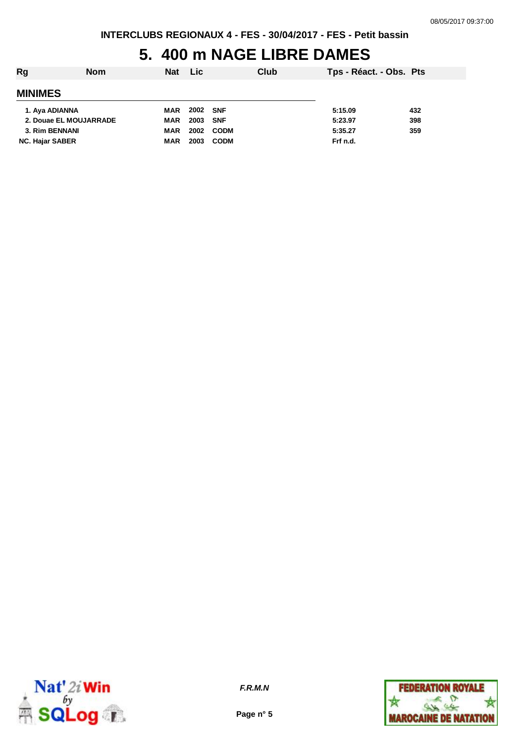INTERCLUBS REGIONAUX 4 - FES - 30/04/2017 - FES - Petit bassin

# 5. 400 m NAGE LIBRE DAMES

| Rg | Nom | Nat | Lic | Club | Tps - Réact. - Obs. | Pts |
|---|---|---|---|---|---|---|
| **MINIMES** | | | | | | |
| 1. | Aya ADIANNA | MAR | 2002 | SNF | 5:15.09 | 432 |
| 2. | Douae EL MOUJARRADE | MAR | 2003 | SNF | 5:23.97 | 398 |
| 3. | Rim BENNANI | MAR | 2002 | CODM | 5:35.27 | 359 |
| NC. | Hajar SABER | MAR | 2003 | CODM | Frf n.d. | |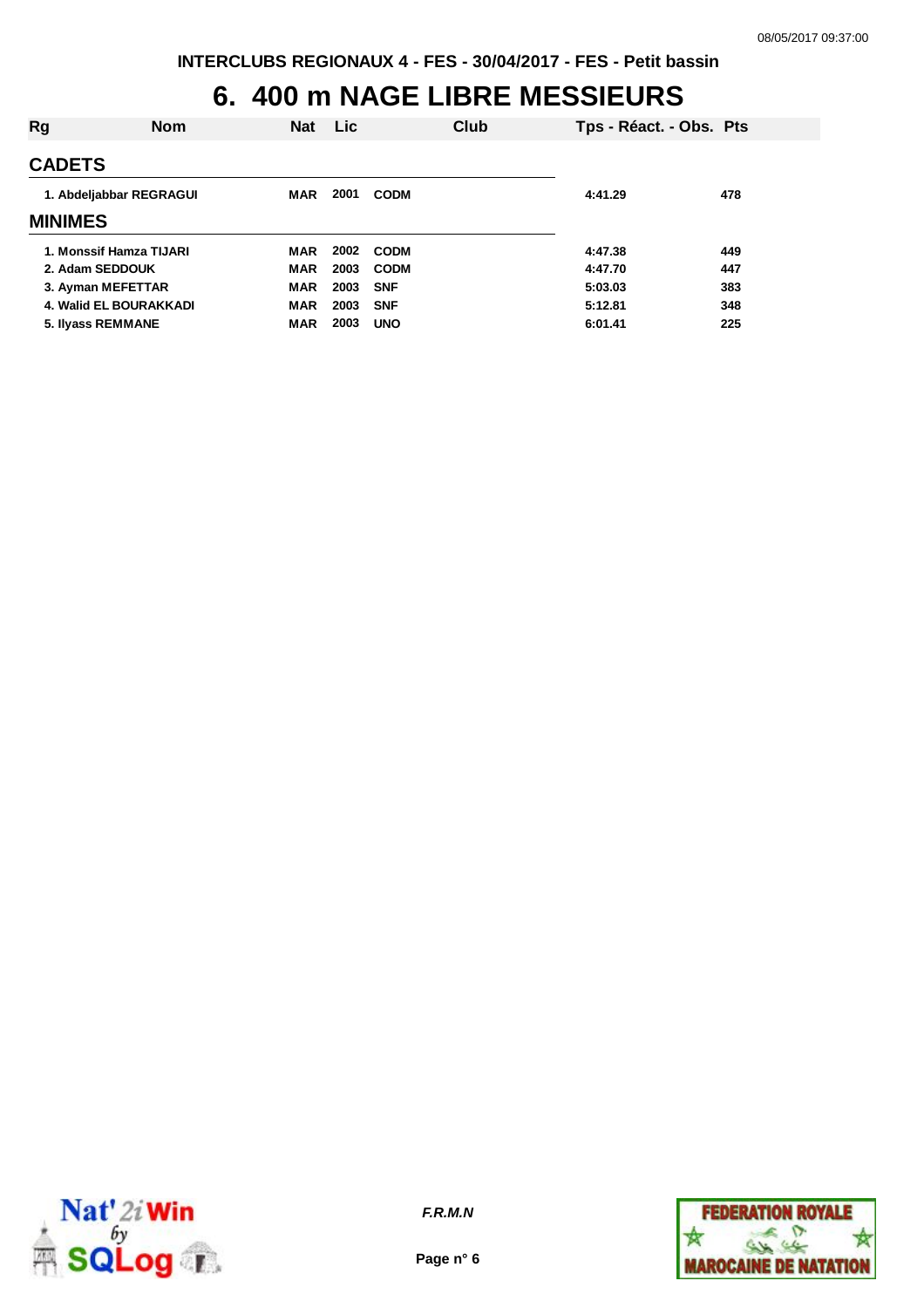INTERCLUBS REGIONAUX 4 - FES - 30/04/2017 - FES - Petit bassin

# 6. 400 m NAGE LIBRE MESSIEURS

| Rg | Nom | Nat | Lic | Club | Tps - Réact. - Obs. | Pts |
|---|---|---|---|---|---|---|
| **CADETS** | | | | | | |
| 1. | Abdeljabbar REGRAGUI | MAR | 2001 | CODM | 4:41.29 | 478 |
| **MINIMES** | | | | | | |
| 1. | Monssif Hamza TIJARI | MAR | 2002 | CODM | 4:47.38 | 449 |
| 2. | Adam SEDDOUK | MAR | 2003 | CODM | 4:47.70 | 447 |
| 3. | Ayman MEFETTAR | MAR | 2003 | SNF | 5:03.03 | 383 |
| 4. | Walid EL BOURAKKADI | MAR | 2003 | SNF | 5:12.81 | 348 |
| 5. | Ilyass REMMANE | MAR | 2003 | UNO | 6:01.41 | 225 |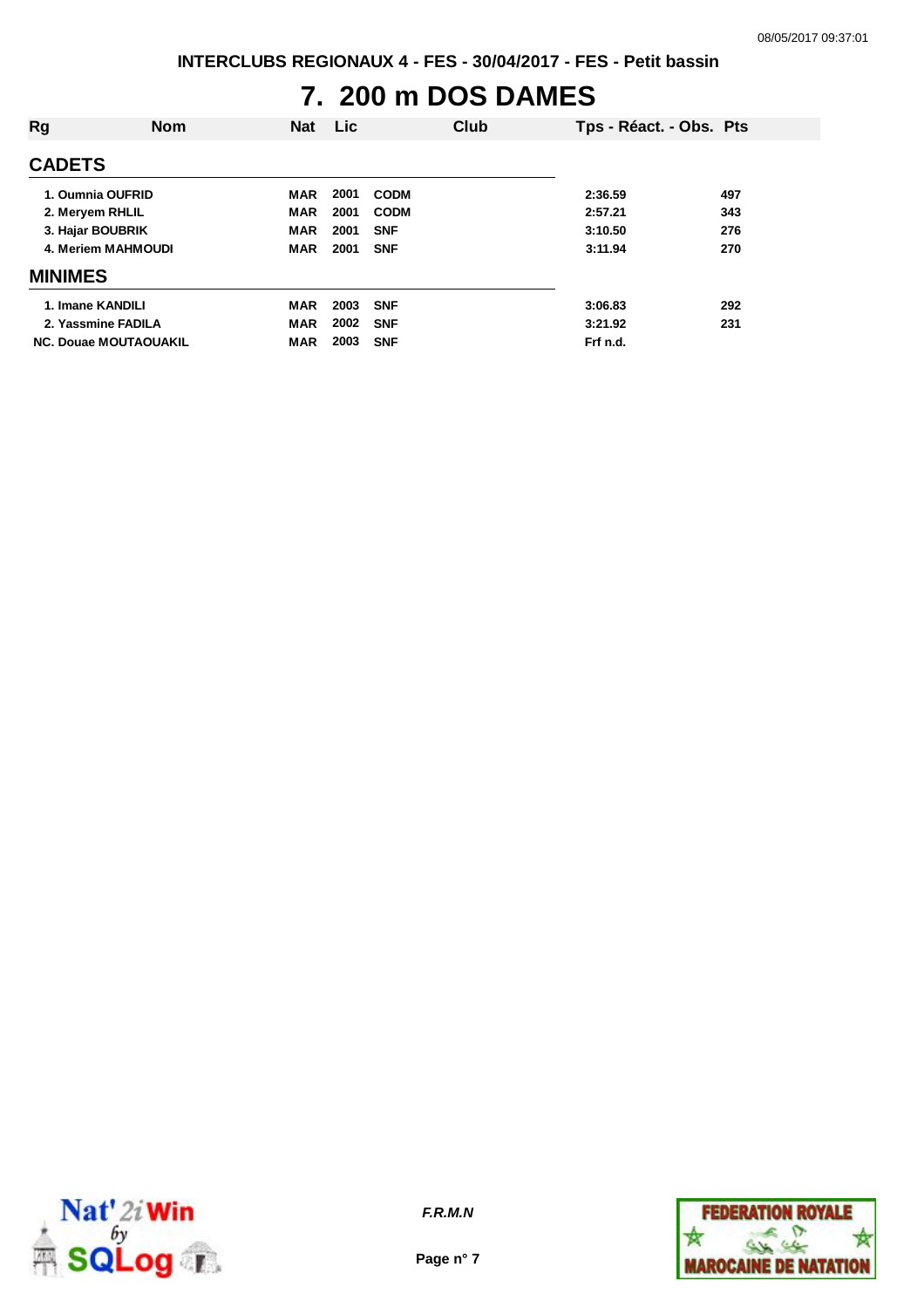# 7. 200 m DOS DAMES

| Rg | Nom | Nat | Lic | Club | Tps - Réact. - Obs. | Pts |
|---|---|---|---|---|---|---|
| **CADETS** | | | | | | |
| 1. | Oumnia OUFRID | MAR | 2001 | CODM | 2:36.59 | 497 |
| 2. | Meryem RHLIL | MAR | 2001 | CODM | 2:57.21 | 343 |
| 3. | Hajar BOUBRIK | MAR | 2001 | SNF | 3:10.50 | 276 |
| 4. | Meriem MAHMOUDI | MAR | 2001 | SNF | 3:11.94 | 270 |
| **MINIMES** | | | | | | |
| 1. | Imane KANDILI | MAR | 2003 | SNF | 3:06.83 | 292 |
| 2. | Yassmine FADILA | MAR | 2002 | SNF | 3:21.92 | 231 |
| NC. | Douae MOUTAOUAKIL | MAR | 2003 | SNF | Frf n.d. | |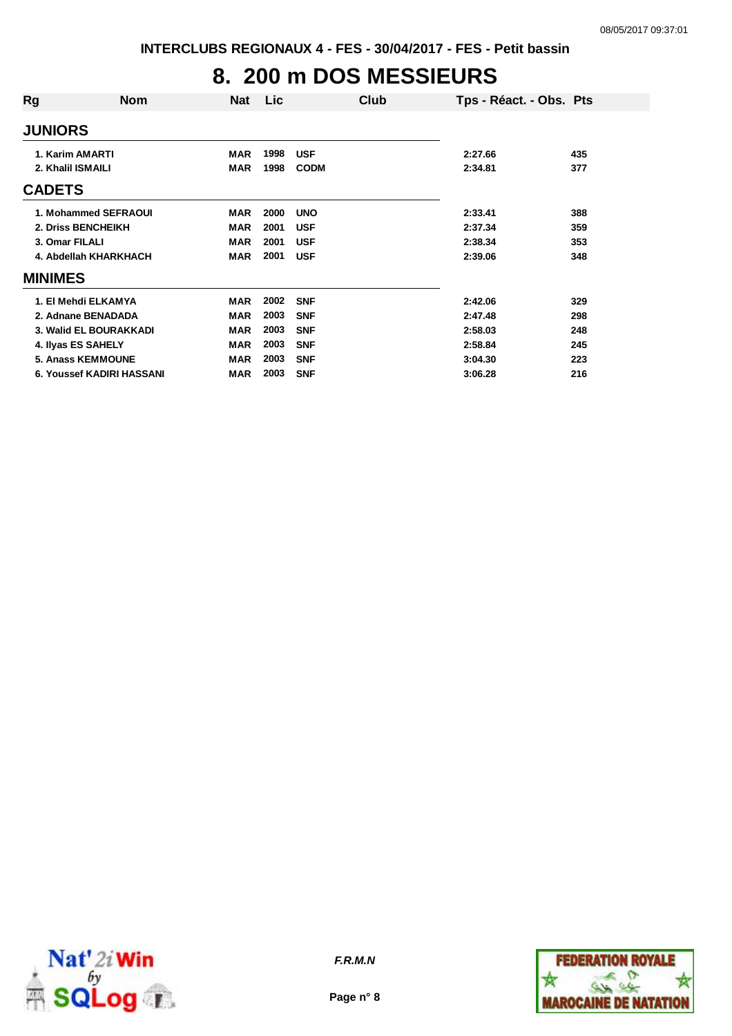INTERCLUBS REGIONAUX 4 - FES - 30/04/2017 - FES - Petit bassin

# 8. 200 m DOS MESSIEURS

| Rg | Nom | Nat | Lic | Club | Tps - Réact. - Obs. | Pts |
|---|---|---|---|---|---|---|
| **JUNIORS** | | | | | | |
| 1. | Karim AMARTI | MAR | 1998 | USF | 2:27.66 | 435 |
| 2. | Khalil ISMAILI | MAR | 1998 | CODM | 2:34.81 | 377 |
| **CADETS** | | | | | | |
| 1. | Mohammed SEFRAOUI | MAR | 2000 | UNO | 2:33.41 | 388 |
| 2. | Driss BENCHEIKH | MAR | 2001 | USF | 2:37.34 | 359 |
| 3. | Omar FILALI | MAR | 2001 | USF | 2:38.34 | 353 |
| 4. | Abdellah KHARKHACH | MAR | 2001 | USF | 2:39.06 | 348 |
| **MINIMES** | | | | | | |
| 1. | El Mehdi ELKAMYA | MAR | 2002 | SNF | 2:42.06 | 329 |
| 2. | Adnane BENADADA | MAR | 2003 | SNF | 2:47.48 | 298 |
| 3. | Walid EL BOURAKKADI | MAR | 2003 | SNF | 2:58.03 | 248 |
| 4. | Ilyas ES SAHELY | MAR | 2003 | SNF | 2:58.84 | 245 |
| 5. | Anass KEMMOUNE | MAR | 2003 | SNF | 3:04.30 | 223 |
| 6. | Youssef KADIRI HASSANI | MAR | 2003 | SNF | 3:06.28 | 216 |

*F.R.M.N*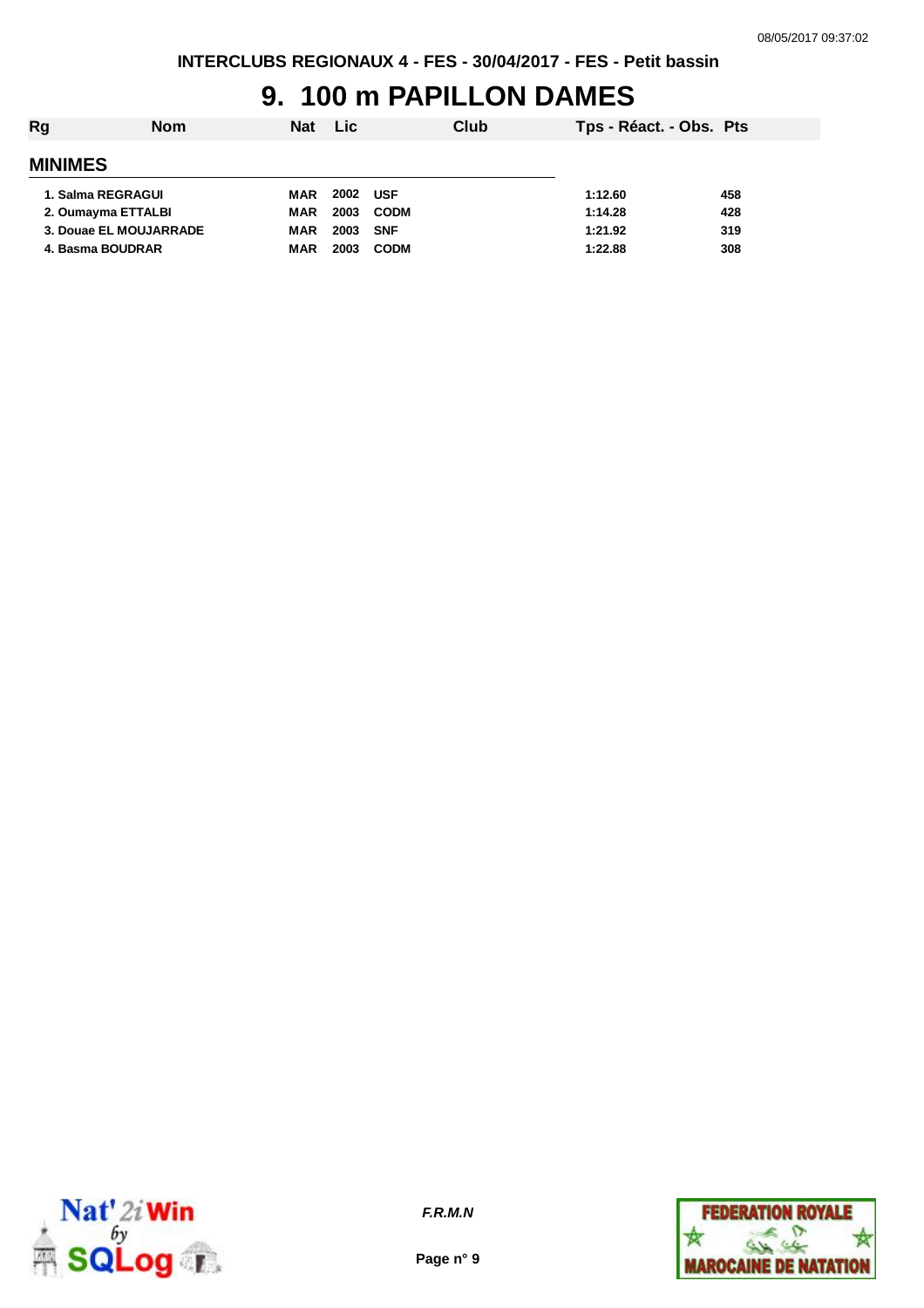# 9. 100 m PAPILLON DAMES

| Rg | Nom | Nat | Lic | Club | Tps - Réact. - Obs. | Pts |
|---|---|---|---|---|---|---|
| **MINIMES** | | | | | | |
| 1. | Salma REGRAGUI | MAR | 2002 | USF | 1:12.60 | 458 |
| 2. | Oumayma ETTALBI | MAR | 2003 | CODM | 1:14.28 | 428 |
| 3. | Douae EL MOUJARRADE | MAR | 2003 | SNF | 1:21.92 | 319 |
| 4. | Basma BOUDRAR | MAR | 2003 | CODM | 1:22.88 | 308 |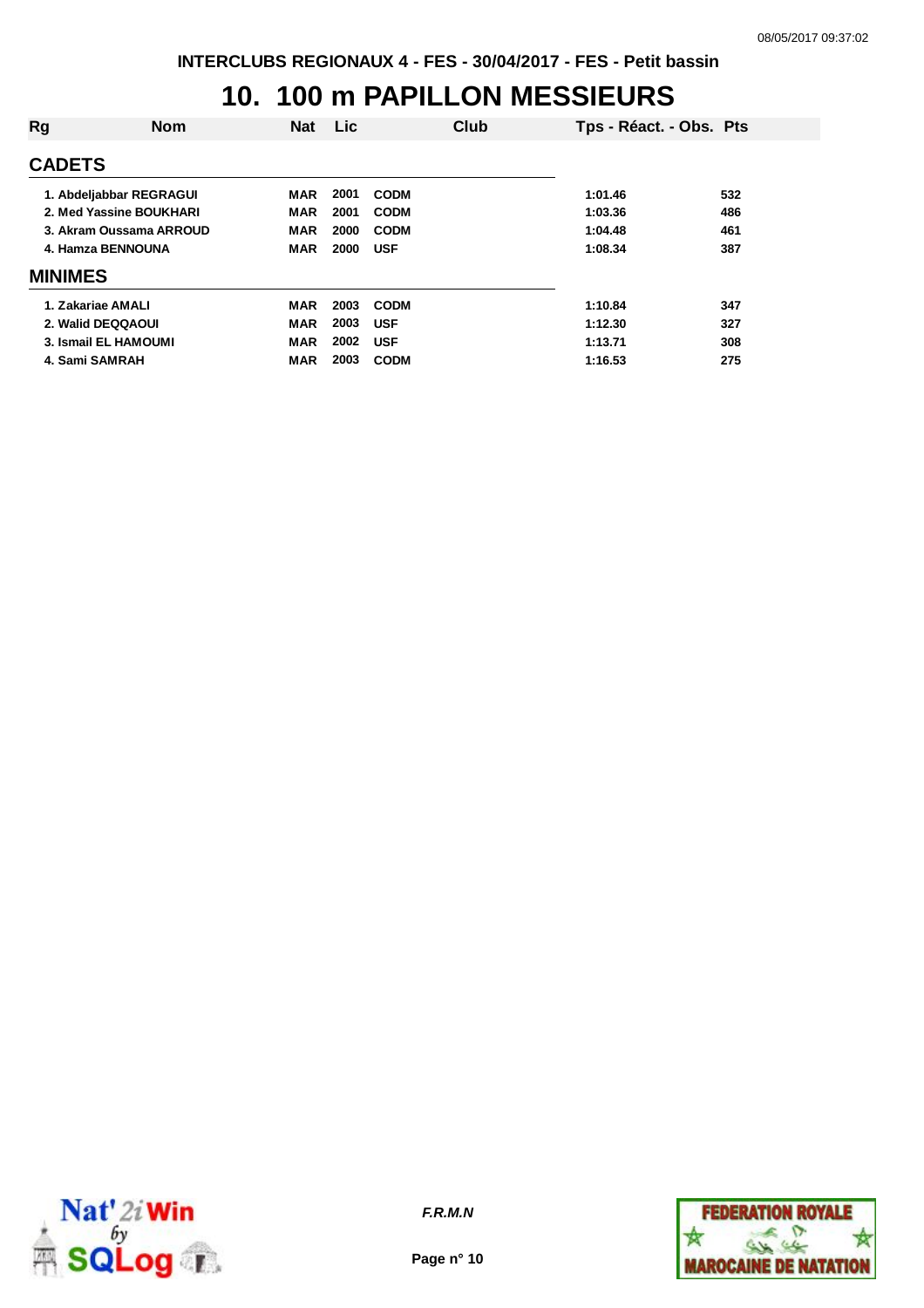# 10. 100 m PAPILLON MESSIEURS

| Rg | Nom | Nat | Lic | Club | Tps - Réact. - Obs. | Pts |
|---|---|---|---|---|---|---|
| **CADETS** | | | | | | |
| 1. | Abdeljabbar REGRAGUI | MAR | 2001 | CODM | 1:01.46 | 532 |
| 2. | Med Yassine BOUKHARI | MAR | 2001 | CODM | 1:03.36 | 486 |
| 3. | Akram Oussama ARROUD | MAR | 2000 | CODM | 1:04.48 | 461 |
| 4. | Hamza BENNOUNA | MAR | 2000 | USF | 1:08.34 | 387 |
| **MINIMES** | | | | | | |
| 1. | Zakariae AMALI | MAR | 2003 | CODM | 1:10.84 | 347 |
| 2. | Walid DEQQAOUI | MAR | 2003 | USF | 1:12.30 | 327 |
| 3. | Ismail EL HAMOUMI | MAR | 2002 | USF | 1:13.71 | 308 |
| 4. | Sami SAMRAH | MAR | 2003 | CODM | 1:16.53 | 275 |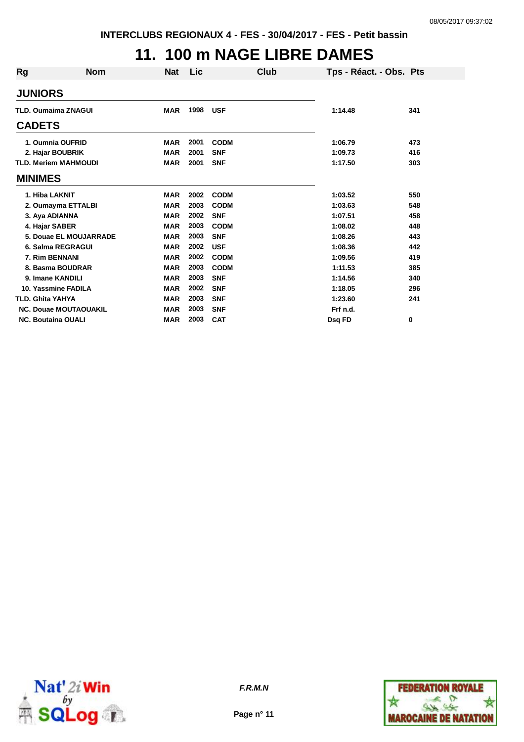INTERCLUBS REGIONAUX 4 - FES - 30/04/2017 - FES - Petit bassin

# 11. 100 m NAGE LIBRE DAMES

| Rg | Nom | Nat | Lic | Club | Tps - Réact. - Obs. | Pts |
|---|---|---|---|---|---|---|
| **JUNIORS** | | | | | | |
| TLD. | Oumaima ZNAGUI | MAR | 1998 | USF | 1:14.48 | 341 |
| **CADETS** | | | | | | |
| 1. | Oumnia OUFRID | MAR | 2001 | CODM | 1:06.79 | 473 |
| 2. | Hajar BOUBRIK | MAR | 2001 | SNF | 1:09.73 | 416 |
| TLD. | Meriem MAHMOUDI | MAR | 2001 | SNF | 1:17.50 | 303 |
| **MINIMES** | | | | | | |
| 1. | Hiba LAKNIT | MAR | 2002 | CODM | 1:03.52 | 550 |
| 2. | Oumayma ETTALBI | MAR | 2003 | CODM | 1:03.63 | 548 |
| 3. | Aya ADIANNA | MAR | 2002 | SNF | 1:07.51 | 458 |
| 4. | Hajar SABER | MAR | 2003 | CODM | 1:08.02 | 448 |
| 5. | Douae EL MOUJARRADE | MAR | 2003 | SNF | 1:08.26 | 443 |
| 6. | Salma REGRAGUI | MAR | 2002 | USF | 1:08.36 | 442 |
| 7. | Rim BENNANI | MAR | 2002 | CODM | 1:09.56 | 419 |
| 8. | Basma BOUDRAR | MAR | 2003 | CODM | 1:11.53 | 385 |
| 9. | Imane KANDILI | MAR | 2003 | SNF | 1:14.56 | 340 |
| 10. | Yassmine FADILA | MAR | 2002 | SNF | 1:18.05 | 296 |
| TLD. | Ghita YAHYA | MAR | 2003 | SNF | 1:23.60 | 241 |
| NC. | Douae MOUTAOUAKIL | MAR | 2003 | SNF | Frf n.d. | |
| NC. | Boutaina OUALI | MAR | 2003 | CAT | Dsq FD | 0 |

F.R.M.N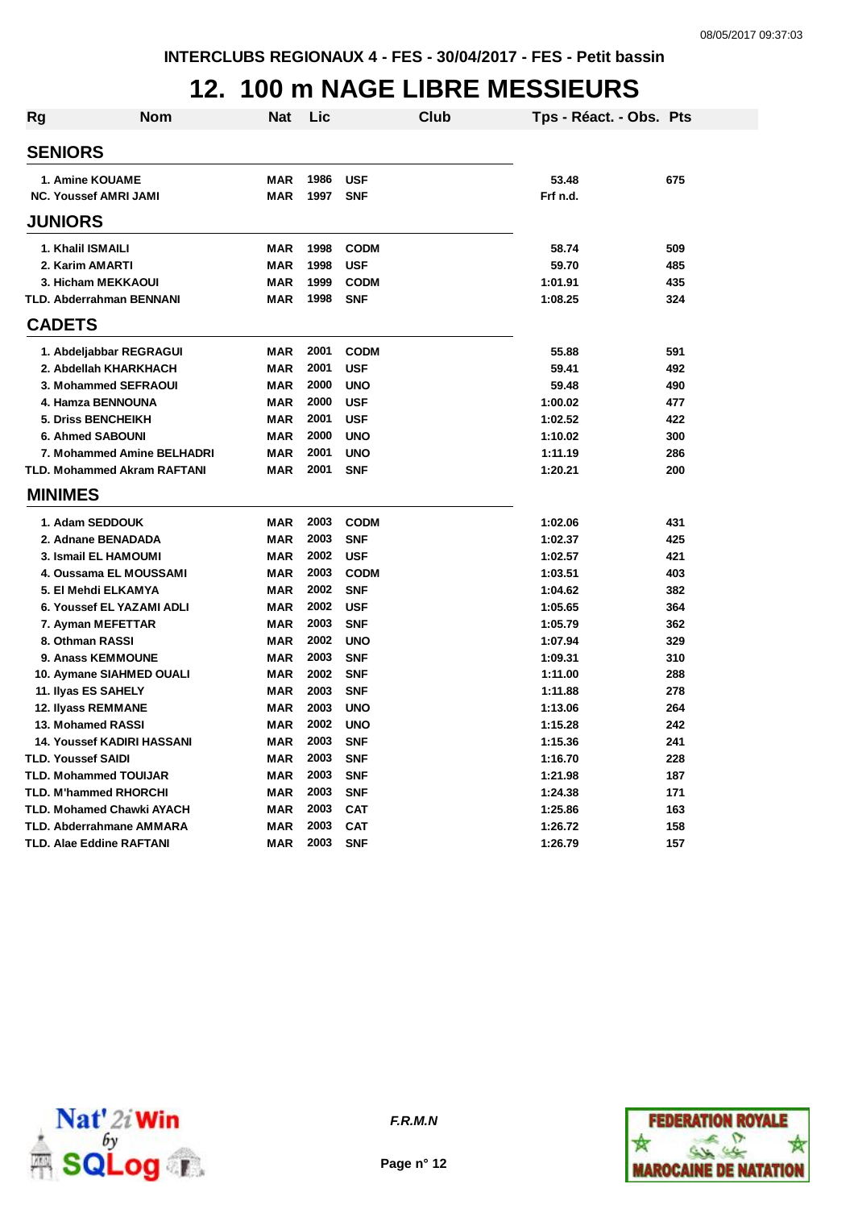INTERCLUBS REGIONAUX 4 - FES - 30/04/2017 - FES - Petit bassin

# 12. 100 m NAGE LIBRE MESSIEURS

| Rg | Nom | Nat | Lic | Club | Tps - Réact. - Obs. | Pts |
|---|---|---|---|---|---|---|
| **SENIORS** | | | | | | |
| 1. | Amine KOUAME | MAR | 1986 | USF | 53.48 | 675 |
| NC. | Youssef AMRI JAMI | MAR | 1997 | SNF | Frf n.d. | |
| **JUNIORS** | | | | | | |
| 1. | Khalil ISMAILI | MAR | 1998 | CODM | 58.74 | 509 |
| 2. | Karim AMARTI | MAR | 1998 | USF | 59.70 | 485 |
| 3. | Hicham MEKKAOUI | MAR | 1999 | CODM | 1:01.91 | 435 |
| TLD. | Abderrahman BENNANI | MAR | 1998 | SNF | 1:08.25 | 324 |
| **CADETS** | | | | | | |
| 1. | Abdeljabbar REGRAGUI | MAR | 2001 | CODM | 55.88 | 591 |
| 2. | Abdellah KHARKHACH | MAR | 2001 | USF | 59.41 | 492 |
| 3. | Mohammed SEFRAOUI | MAR | 2000 | UNO | 59.48 | 490 |
| 4. | Hamza BENNOUNA | MAR | 2000 | USF | 1:00.02 | 477 |
| 5. | Driss BENCHEIKH | MAR | 2001 | USF | 1:02.52 | 422 |
| 6. | Ahmed SABOUNI | MAR | 2000 | UNO | 1:10.02 | 300 |
| 7. | Mohammed Amine BELHADRI | MAR | 2001 | UNO | 1:11.19 | 286 |
| TLD. | Mohammed Akram RAFTANI | MAR | 2001 | SNF | 1:20.21 | 200 |
| **MINIMES** | | | | | | |
| 1. | Adam SEDDOUK | MAR | 2003 | CODM | 1:02.06 | 431 |
| 2. | Adnane BENADADA | MAR | 2003 | SNF | 1:02.37 | 425 |
| 3. | Ismail EL HAMOUMI | MAR | 2002 | USF | 1:02.57 | 421 |
| 4. | Oussama EL MOUSSAMI | MAR | 2003 | CODM | 1:03.51 | 403 |
| 5. | El Mehdi ELKAMYA | MAR | 2002 | SNF | 1:04.62 | 382 |
| 6. | Youssef EL YAZAMI ADLI | MAR | 2002 | USF | 1:05.65 | 364 |
| 7. | Ayman MEFETTAR | MAR | 2003 | SNF | 1:05.79 | 362 |
| 8. | Othman RASSI | MAR | 2002 | UNO | 1:07.94 | 329 |
| 9. | Anass KEMMOUNE | MAR | 2003 | SNF | 1:09.31 | 310 |
| 10. | Aymane SIAHMED OUALI | MAR | 2002 | SNF | 1:11.00 | 288 |
| 11. | Ilyas ES SAHELY | MAR | 2003 | SNF | 1:11.88 | 278 |
| 12. | Ilyass REMMANE | MAR | 2003 | UNO | 1:13.06 | 264 |
| 13. | Mohamed RASSI | MAR | 2002 | UNO | 1:15.28 | 242 |
| 14. | Youssef KADIRI HASSANI | MAR | 2003 | SNF | 1:15.36 | 241 |
| TLD. | Youssef SAIDI | MAR | 2003 | SNF | 1:16.70 | 228 |
| TLD. | Mohammed TOUIJAR | MAR | 2003 | SNF | 1:21.98 | 187 |
| TLD. | M'hammed RHORCHI | MAR | 2003 | SNF | 1:24.38 | 171 |
| TLD. | Mohamed Chawki AYACH | MAR | 2003 | CAT | 1:25.86 | 163 |
| TLD. | Abderrahmane AMMARA | MAR | 2003 | CAT | 1:26.72 | 158 |
| TLD. | Alae Eddine RAFTANI | MAR | 2003 | SNF | 1:26.79 | 157 |

*F.R.M.N*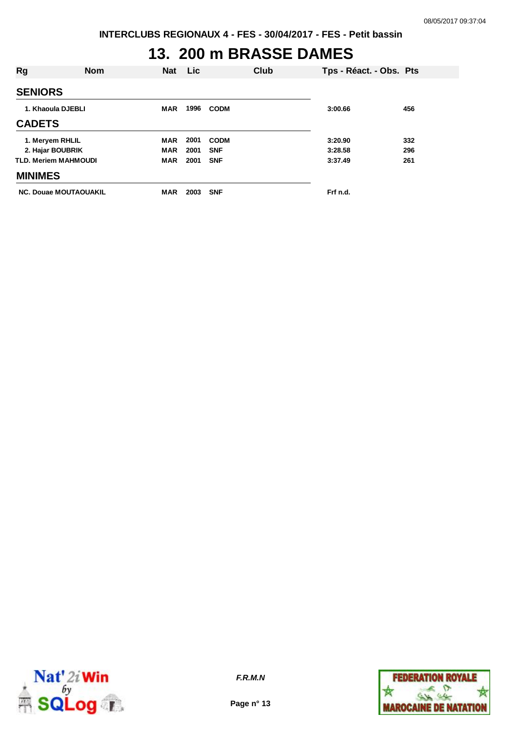# 13. 200 m BRASSE DAMES

| Rg | Nom | Nat | Lic | Club | Tps - Réact. - Obs. | Pts |
|---|---|---|---|---|---|---|
| **SENIORS** | | | | | | |
| 1. | Khaoula DJEBLI | MAR | 1996 | CODM | 3:00.66 | 456 |
| **CADETS** | | | | | | |
| 1. | Meryem RHLIL | MAR | 2001 | CODM | 3:20.90 | 332 |
| 2. | Hajar BOUBRIK | MAR | 2001 | SNF | 3:28.58 | 296 |
| TLD. | Meriem MAHMOUDI | MAR | 2001 | SNF | 3:37.49 | 261 |
| **MINIMES** | | | | | | |
| NC. | Douae MOUTAOUAKIL | MAR | 2003 | SNF | Frf n.d. | |

*F.R.M.N*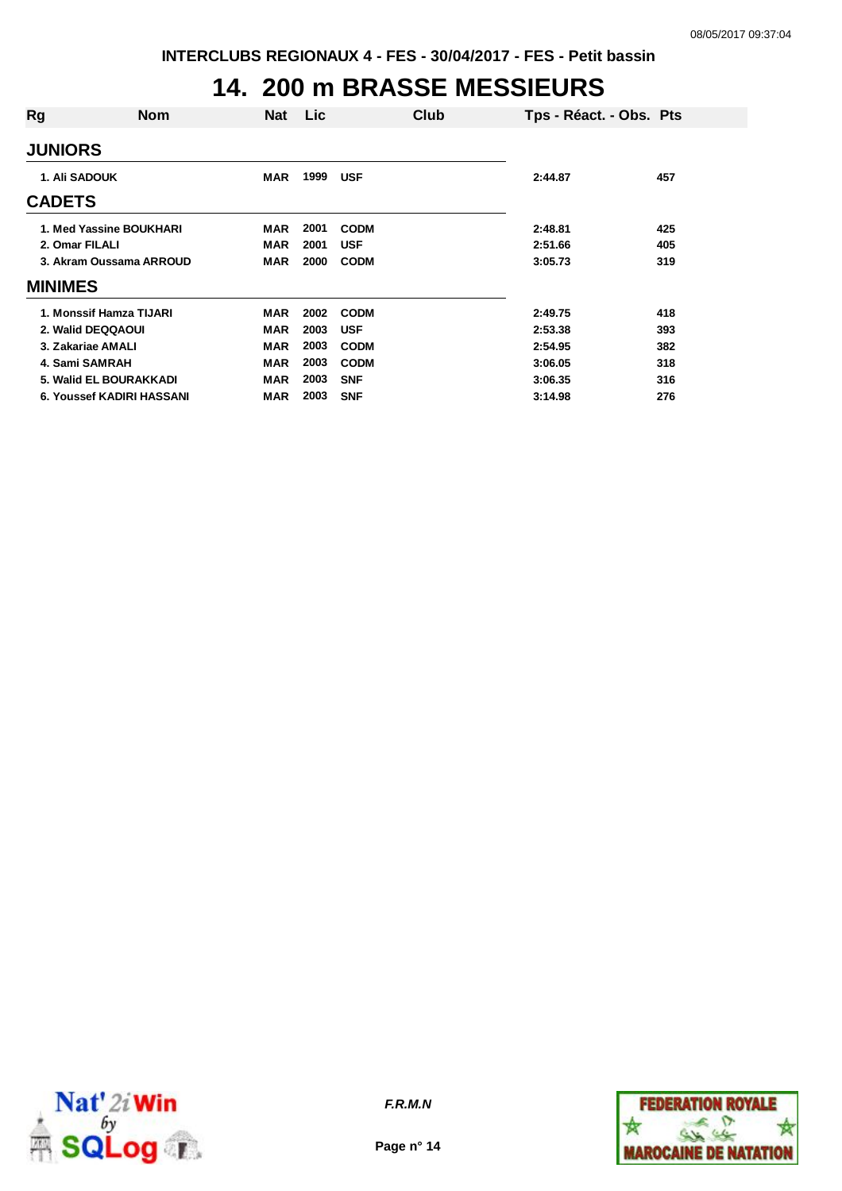INTERCLUBS REGIONAUX 4 - FES - 30/04/2017 - FES - Petit bassin

# 14. 200 m BRASSE MESSIEURS

| Rg | Nom | Nat | Lic | Club | Tps - Réact. - Obs. | Pts |
|---|---|---|---|---|---|---|
| **JUNIORS** | | | | | | |
| 1. | Ali SADOUK | MAR | 1999 | USF | 2:44.87 | 457 |
| **CADETS** | | | | | | |
| 1. | Med Yassine BOUKHARI | MAR | 2001 | CODM | 2:48.81 | 425 |
| 2. | Omar FILALI | MAR | 2001 | USF | 2:51.66 | 405 |
| 3. | Akram Oussama ARROUD | MAR | 2000 | CODM | 3:05.73 | 319 |
| **MINIMES** | | | | | | |
| 1. | Monssif Hamza TIJARI | MAR | 2002 | CODM | 2:49.75 | 418 |
| 2. | Walid DEQQAOUI | MAR | 2003 | USF | 2:53.38 | 393 |
| 3. | Zakariae AMALI | MAR | 2003 | CODM | 2:54.95 | 382 |
| 4. | Sami SAMRAH | MAR | 2003 | CODM | 3:06.05 | 318 |
| 5. | Walid EL BOURAKKADI | MAR | 2003 | SNF | 3:06.35 | 316 |
| 6. | Youssef KADIRI HASSANI | MAR | 2003 | SNF | 3:14.98 | 276 |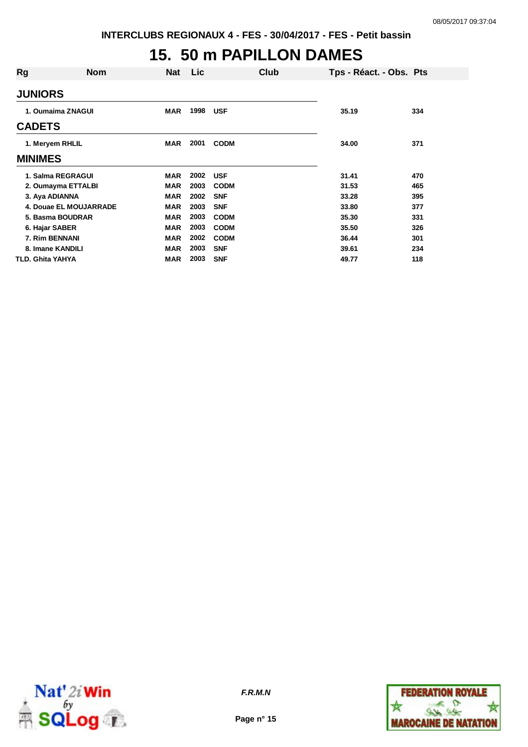INTERCLUBS REGIONAUX 4 - FES - 30/04/2017 - FES - Petit bassin

# 15. 50 m PAPILLON DAMES

| Rg | Nom | Nat | Lic | Club | Tps - Réact. - Obs. | Pts |
|---|---|---|---|---|---|---|
| **JUNIORS** | | | | | | |
| 1. | Oumaima ZNAGUI | MAR | 1998 | USF | 35.19 | 334 |
| **CADETS** | | | | | | |
| 1. | Meryem RHLIL | MAR | 2001 | CODM | 34.00 | 371 |
| **MINIMES** | | | | | | |
| 1. | Salma REGRAGUI | MAR | 2002 | USF | 31.41 | 470 |
| 2. | Oumayma ETTALBI | MAR | 2003 | CODM | 31.53 | 465 |
| 3. | Aya ADIANNA | MAR | 2002 | SNF | 33.28 | 395 |
| 4. | Douae EL MOUJARRADE | MAR | 2003 | SNF | 33.80 | 377 |
| 5. | Basma BOUDRAR | MAR | 2003 | CODM | 35.30 | 331 |
| 6. | Hajar SABER | MAR | 2003 | CODM | 35.50 | 326 |
| 7. | Rim BENNANI | MAR | 2002 | CODM | 36.44 | 301 |
| 8. | Imane KANDILI | MAR | 2003 | SNF | 39.61 | 234 |
| TLD. | Ghita YAHYA | MAR | 2003 | SNF | 49.77 | 118 |

*F.R.M.N*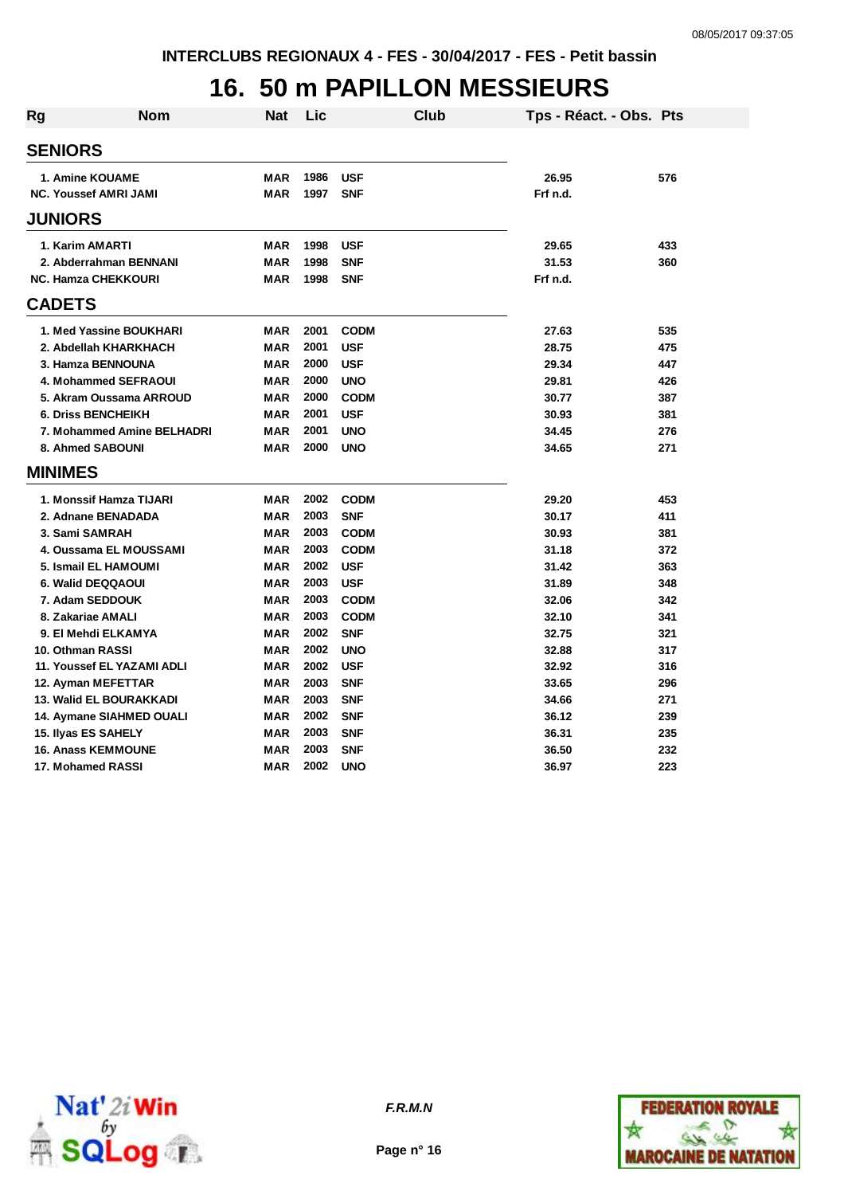INTERCLUBS REGIONAUX 4 - FES - 30/04/2017 - FES - Petit bassin

# 16. 50 m PAPILLON MESSIEURS

| Rg | Nom | Nat | Lic | Club | Tps - Réact. - Obs. | Pts |
|---|---|---|---|---|---|---|
| **SENIORS** | | | | | | |
| 1. | Amine KOUAME | MAR | 1986 | USF | 26.95 | 576 |
| NC. | Youssef AMRI JAMI | MAR | 1997 | SNF | Frf n.d. | |
| **JUNIORS** | | | | | | |
| 1. | Karim AMARTI | MAR | 1998 | USF | 29.65 | 433 |
| 2. | Abderrahman BENNANI | MAR | 1998 | SNF | 31.53 | 360 |
| NC. | Hamza CHEKKOURI | MAR | 1998 | SNF | Frf n.d. | |
| **CADETS** | | | | | | |
| 1. | Med Yassine BOUKHARI | MAR | 2001 | CODM | 27.63 | 535 |
| 2. | Abdellah KHARKHACH | MAR | 2001 | USF | 28.75 | 475 |
| 3. | Hamza BENNOUNA | MAR | 2000 | USF | 29.34 | 447 |
| 4. | Mohammed SEFRAOUI | MAR | 2000 | UNO | 29.81 | 426 |
| 5. | Akram Oussama ARROUD | MAR | 2000 | CODM | 30.77 | 387 |
| 6. | Driss BENCHEIKH | MAR | 2001 | USF | 30.93 | 381 |
| 7. | Mohammed Amine BELHADRI | MAR | 2001 | UNO | 34.45 | 276 |
| 8. | Ahmed SABOUNI | MAR | 2000 | UNO | 34.65 | 271 |
| **MINIMES** | | | | | | |
| 1. | Monssif Hamza TIJARI | MAR | 2002 | CODM | 29.20 | 453 |
| 2. | Adnane BENADADA | MAR | 2003 | SNF | 30.17 | 411 |
| 3. | Sami SAMRAH | MAR | 2003 | CODM | 30.93 | 381 |
| 4. | Oussama EL MOUSSAMI | MAR | 2003 | CODM | 31.18 | 372 |
| 5. | Ismail EL HAMOUMI | MAR | 2002 | USF | 31.42 | 363 |
| 6. | Walid DEQQAOUI | MAR | 2003 | USF | 31.89 | 348 |
| 7. | Adam SEDDOUK | MAR | 2003 | CODM | 32.06 | 342 |
| 8. | Zakariae AMALI | MAR | 2003 | CODM | 32.10 | 341 |
| 9. | El Mehdi ELKAMYA | MAR | 2002 | SNF | 32.75 | 321 |
| 10. | Othman RASSI | MAR | 2002 | UNO | 32.88 | 317 |
| 11. | Youssef EL YAZAMI ADLI | MAR | 2002 | USF | 32.92 | 316 |
| 12. | Ayman MEFETTAR | MAR | 2003 | SNF | 33.65 | 296 |
| 13. | Walid EL BOURAKKADI | MAR | 2003 | SNF | 34.66 | 271 |
| 14. | Aymane SIAHMED OUALI | MAR | 2002 | SNF | 36.12 | 239 |
| 15. | Ilyas ES SAHELY | MAR | 2003 | SNF | 36.31 | 235 |
| 16. | Anass KEMMOUNE | MAR | 2003 | SNF | 36.50 | 232 |
| 17. | Mohamed RASSI | MAR | 2002 | UNO | 36.97 | 223 |

*F.R.M.N*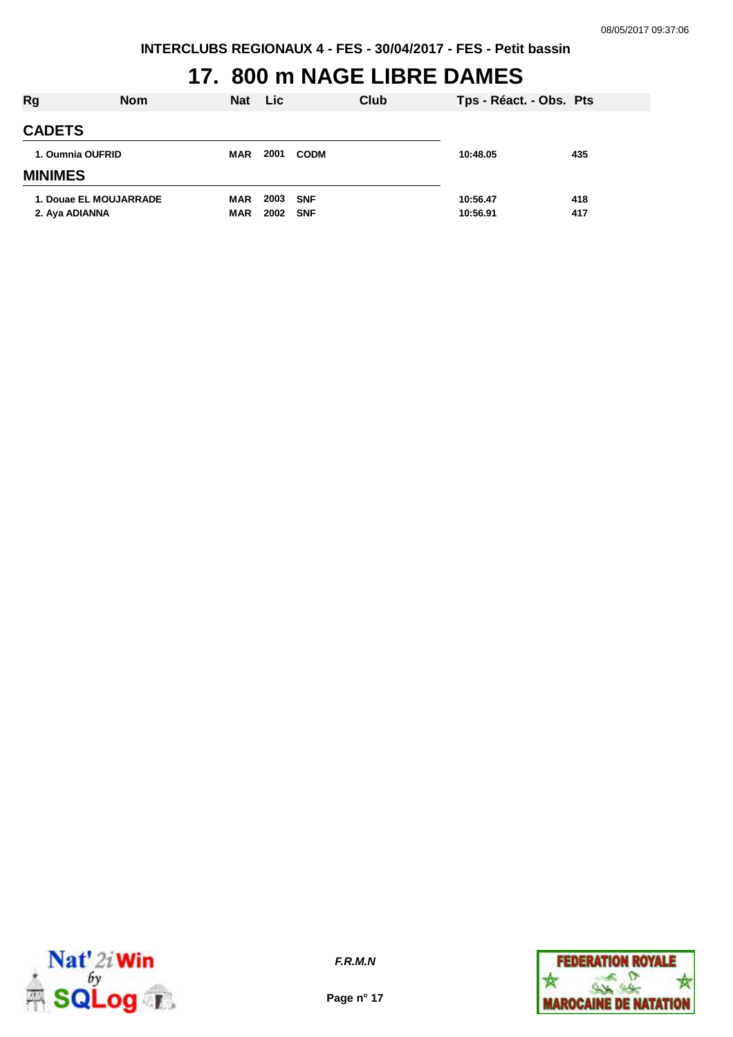# 17. 800 m NAGE LIBRE DAMES

| Rg | Nom | Nat | Lic | Club | Tps - Réact. - Obs. | Pts |
|---|---|---|---|---|---|---|
| **CADETS** | | | | | | |
| 1. | Oumnia OUFRID | MAR | 2001 | CODM | 10:48.05 | 435 |
| **MINIMES** | | | | | | |
| 1. | Douae EL MOUJARRADE | MAR | 2003 | SNF | 10:56.47 | 418 |
| 2. | Aya ADIANNA | MAR | 2002 | SNF | 10:56.91 | 417 |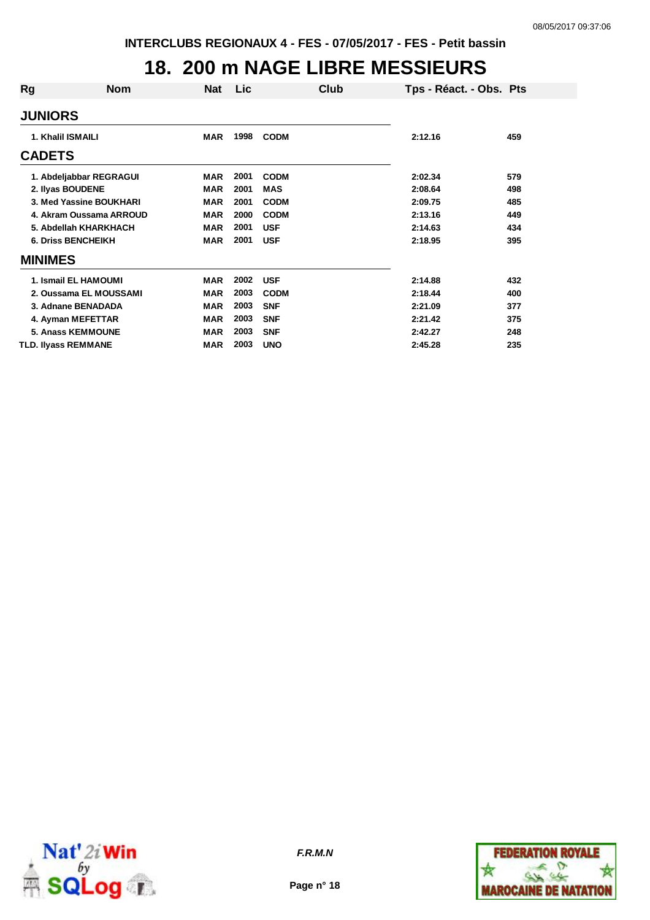INTERCLUBS REGIONAUX 4 - FES - 07/05/2017 - FES - Petit bassin

# 18. 200 m NAGE LIBRE MESSIEURS

| Rg | Nom | Nat | Lic | Club | Tps - Réact. - Obs. | Pts |
|---|---|---|---|---|---|---|
| **JUNIORS** | | | | | | |
| 1. | Khalil ISMAILI | MAR | 1998 | CODM | 2:12.16 | 459 |
| **CADETS** | | | | | | |
| 1. | Abdeljabbar REGRAGUI | MAR | 2001 | CODM | 2:02.34 | 579 |
| 2. | Ilyas BOUDENE | MAR | 2001 | MAS | 2:08.64 | 498 |
| 3. | Med Yassine BOUKHARI | MAR | 2001 | CODM | 2:09.75 | 485 |
| 4. | Akram Oussama ARROUD | MAR | 2000 | CODM | 2:13.16 | 449 |
| 5. | Abdellah KHARKHACH | MAR | 2001 | USF | 2:14.63 | 434 |
| 6. | Driss BENCHEIKH | MAR | 2001 | USF | 2:18.95 | 395 |
| **MINIMES** | | | | | | |
| 1. | Ismail EL HAMOUMI | MAR | 2002 | USF | 2:14.88 | 432 |
| 2. | Oussama EL MOUSSAMI | MAR | 2003 | CODM | 2:18.44 | 400 |
| 3. | Adnane BENADADA | MAR | 2003 | SNF | 2:21.09 | 377 |
| 4. | Ayman MEFETTAR | MAR | 2003 | SNF | 2:21.42 | 375 |
| 5. | Anass KEMMOUNE | MAR | 2003 | SNF | 2:42.27 | 248 |
| TLD. | Ilyass REMMANE | MAR | 2003 | UNO | 2:45.28 | 235 |

*F.R.M.N*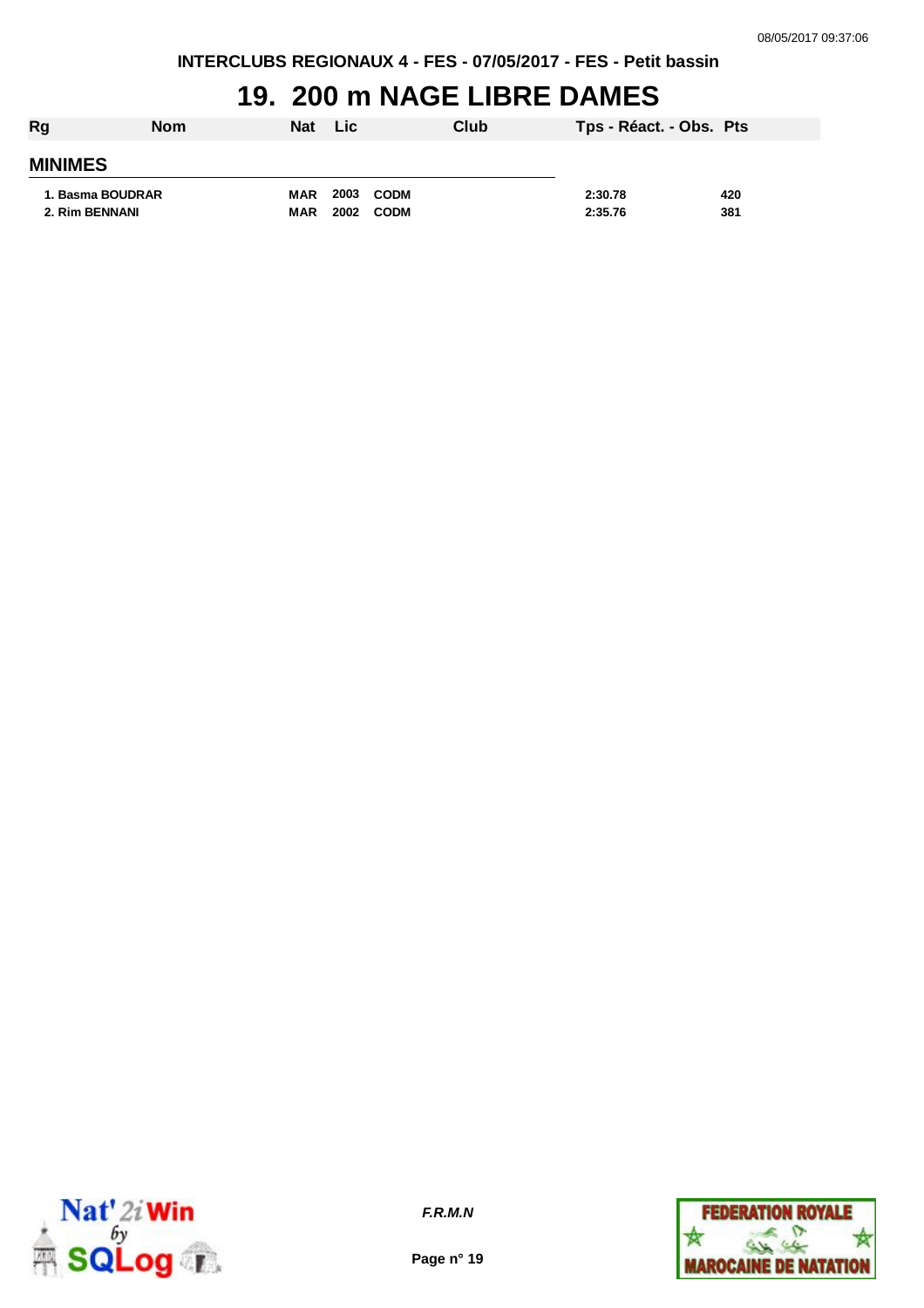# 19. 200 m NAGE LIBRE DAMES

| Rg | Nom | Nat | Lic | Club | Tps - Réact. - Obs. | Pts |
|---|---|---|---|---|---|---|
| **MINIMES** | | | | | | |
| 1. | Basma BOUDRAR | MAR | 2003 | CODM | 2:30.78 | 420 |
| 2. | Rim BENNANI | MAR | 2002 | CODM | 2:35.76 | 381 |

*F.R.M.N*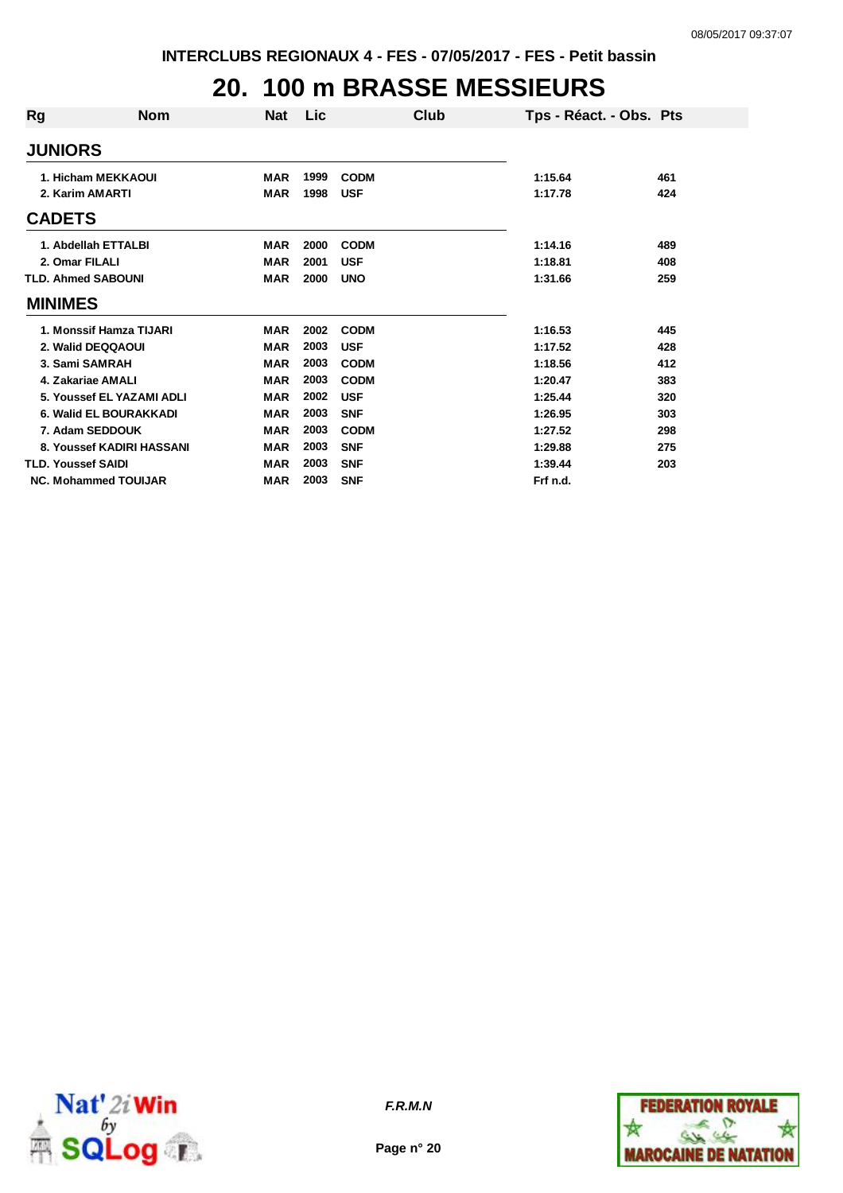INTERCLUBS REGIONAUX 4 - FES - 07/05/2017 - FES - Petit bassin

# 20. 100 m BRASSE MESSIEURS

| Rg | Nom | Nat | Lic | Club | Tps - Réact. - Obs. | Pts |
|---|---|---|---|---|---|---|
| **JUNIORS** | | | | | | |
| 1. | Hicham MEKKAOUI | MAR | 1999 | CODM | 1:15.64 | 461 |
| 2. | Karim AMARTI | MAR | 1998 | USF | 1:17.78 | 424 |
| **CADETS** | | | | | | |
| 1. | Abdellah ETTALBI | MAR | 2000 | CODM | 1:14.16 | 489 |
| 2. | Omar FILALI | MAR | 2001 | USF | 1:18.81 | 408 |
| TLD. | Ahmed SABOUNI | MAR | 2000 | UNO | 1:31.66 | 259 |
| **MINIMES** | | | | | | |
| 1. | Monssif Hamza TIJARI | MAR | 2002 | CODM | 1:16.53 | 445 |
| 2. | Walid DEQQAOUI | MAR | 2003 | USF | 1:17.52 | 428 |
| 3. | Sami SAMRAH | MAR | 2003 | CODM | 1:18.56 | 412 |
| 4. | Zakariae AMALI | MAR | 2003 | CODM | 1:20.47 | 383 |
| 5. | Youssef EL YAZAMI ADLI | MAR | 2002 | USF | 1:25.44 | 320 |
| 6. | Walid EL BOURAKKADI | MAR | 2003 | SNF | 1:26.95 | 303 |
| 7. | Adam SEDDOUK | MAR | 2003 | CODM | 1:27.52 | 298 |
| 8. | Youssef KADIRI HASSANI | MAR | 2003 | SNF | 1:29.88 | 275 |
| TLD. | Youssef SAIDI | MAR | 2003 | SNF | 1:39.44 | 203 |
| NC. | Mohammed TOUIJAR | MAR | 2003 | SNF | Frf n.d. | |

*F.R.M.N*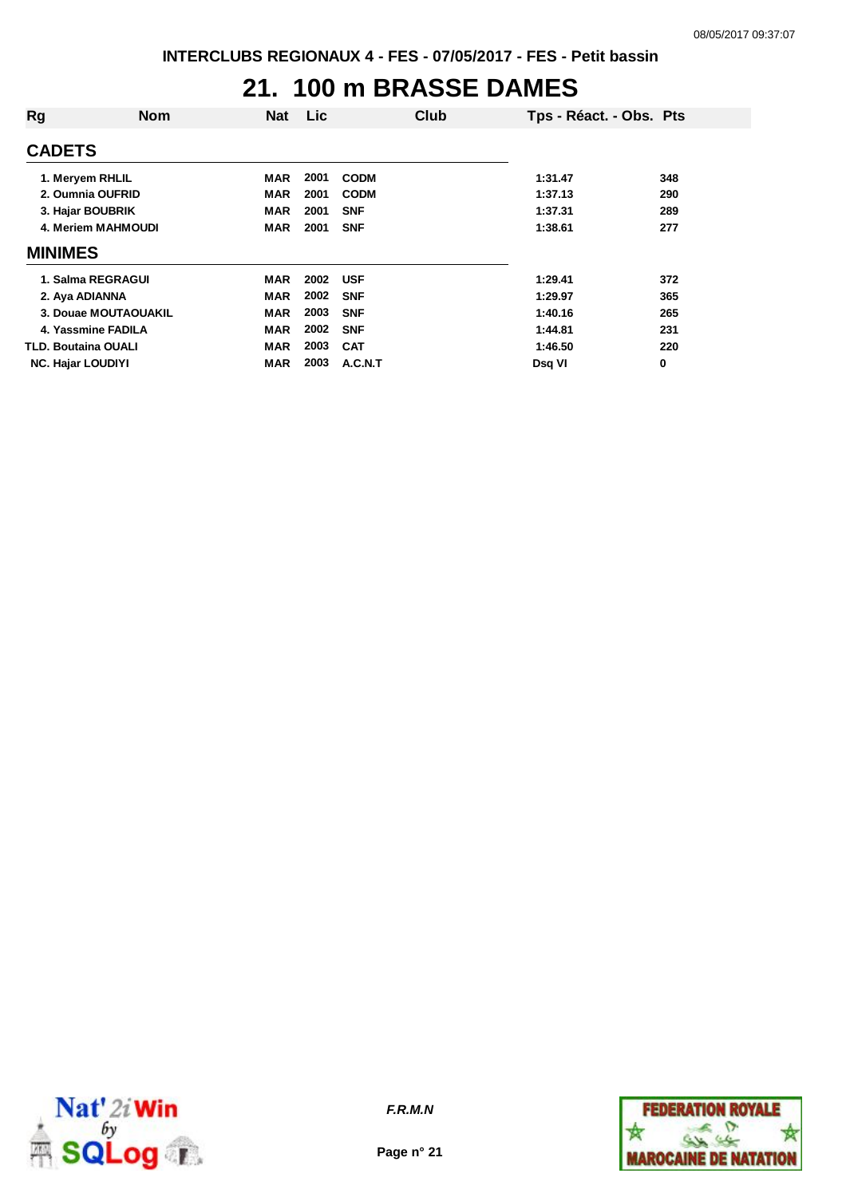INTERCLUBS REGIONAUX 4 - FES - 07/05/2017 - FES - Petit bassin

# 21. 100 m BRASSE DAMES

| Rg | Nom | Nat | Lic | Club | Tps - Réact. - Obs. | Pts |
|---|---|---|---|---|---|---|
| **CADETS** | | | | | | |
| 1. | Meryem RHLIL | MAR | 2001 | CODM | 1:31.47 | 348 |
| 2. | Oumnia OUFRID | MAR | 2001 | CODM | 1:37.13 | 290 |
| 3. | Hajar BOUBRIK | MAR | 2001 | SNF | 1:37.31 | 289 |
| 4. | Meriem MAHMOUDI | MAR | 2001 | SNF | 1:38.61 | 277 |
| **MINIMES** | | | | | | |
| 1. | Salma REGRAGUI | MAR | 2002 | USF | 1:29.41 | 372 |
| 2. | Aya ADIANNA | MAR | 2002 | SNF | 1:29.97 | 365 |
| 3. | Douae MOUTAOUAKIL | MAR | 2003 | SNF | 1:40.16 | 265 |
| 4. | Yassmine FADILA | MAR | 2002 | SNF | 1:44.81 | 231 |
| TLD. | Boutaina OUALI | MAR | 2003 | CAT | 1:46.50 | 220 |
| NC. | Hajar LOUDIYI | MAR | 2003 | A.C.N.T | Dsq VI | 0 |

F.R.M.N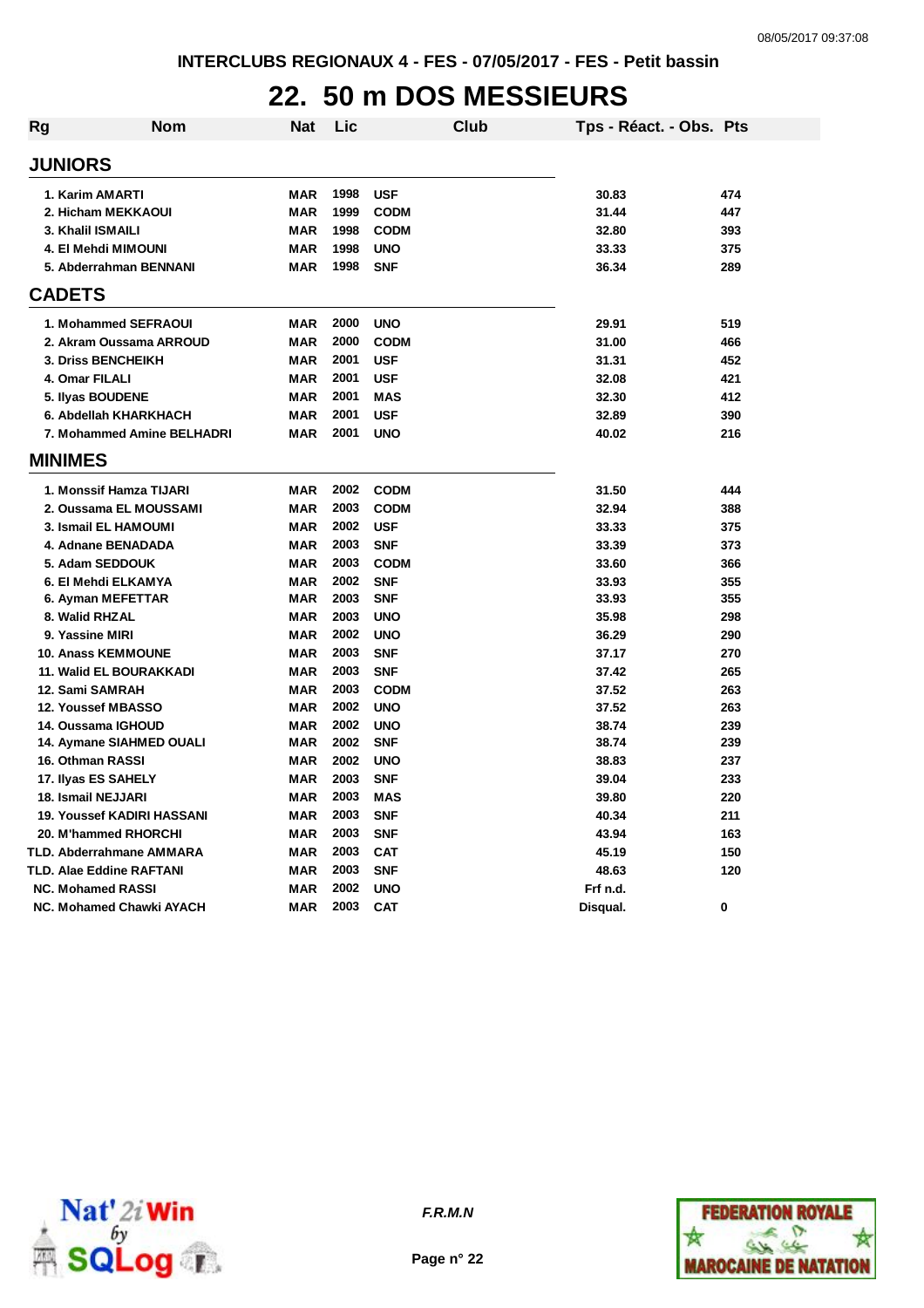INTERCLUBS REGIONAUX 4 - FES - 07/05/2017 - FES - Petit bassin

# 22. 50 m DOS MESSIEURS

| Rg | Nom | Nat | Lic | Club | Tps - Réact. - Obs. | Pts |
|---|---|---|---|---|---|---|
| **JUNIORS** | | | | | | |
| 1. | Karim AMARTI | MAR | 1998 | USF | 30.83 | 474 |
| 2. | Hicham MEKKAOUI | MAR | 1999 | CODM | 31.44 | 447 |
| 3. | Khalil ISMAILI | MAR | 1998 | CODM | 32.80 | 393 |
| 4. | El Mehdi MIMOUNI | MAR | 1998 | UNO | 33.33 | 375 |
| 5. | Abderrahman BENNANI | MAR | 1998 | SNF | 36.34 | 289 |
| **CADETS** | | | | | | |
| 1. | Mohammed SEFRAOUI | MAR | 2000 | UNO | 29.91 | 519 |
| 2. | Akram Oussama ARROUD | MAR | 2000 | CODM | 31.00 | 466 |
| 3. | Driss BENCHEIKH | MAR | 2001 | USF | 31.31 | 452 |
| 4. | Omar FILALI | MAR | 2001 | USF | 32.08 | 421 |
| 5. | Ilyas BOUDENE | MAR | 2001 | MAS | 32.30 | 412 |
| 6. | Abdellah KHARKHACH | MAR | 2001 | USF | 32.89 | 390 |
| 7. | Mohammed Amine BELHADRI | MAR | 2001 | UNO | 40.02 | 216 |
| **MINIMES** | | | | | | |
| 1. | Monssif Hamza TIJARI | MAR | 2002 | CODM | 31.50 | 444 |
| 2. | Oussama EL MOUSSAMI | MAR | 2003 | CODM | 32.94 | 388 |
| 3. | Ismail EL HAMOUMI | MAR | 2002 | USF | 33.33 | 375 |
| 4. | Adnane BENADADA | MAR | 2003 | SNF | 33.39 | 373 |
| 5. | Adam SEDDOUK | MAR | 2003 | CODM | 33.60 | 366 |
| 6. | El Mehdi ELKAMYA | MAR | 2002 | SNF | 33.93 | 355 |
| 6. | Ayman MEFETTAR | MAR | 2003 | SNF | 33.93 | 355 |
| 8. | Walid RHZAL | MAR | 2003 | UNO | 35.98 | 298 |
| 9. | Yassine MIRI | MAR | 2002 | UNO | 36.29 | 290 |
| 10. | Anass KEMMOUNE | MAR | 2003 | SNF | 37.17 | 270 |
| 11. | Walid EL BOURAKKADI | MAR | 2003 | SNF | 37.42 | 265 |
| 12. | Sami SAMRAH | MAR | 2003 | CODM | 37.52 | 263 |
| 12. | Youssef MBASSO | MAR | 2002 | UNO | 37.52 | 263 |
| 14. | Oussama IGHOUD | MAR | 2002 | UNO | 38.74 | 239 |
| 14. | Aymane SIAHMED OUALI | MAR | 2002 | SNF | 38.74 | 239 |
| 16. | Othman RASSI | MAR | 2002 | UNO | 38.83 | 237 |
| 17. | Ilyas ES SAHELY | MAR | 2003 | SNF | 39.04 | 233 |
| 18. | Ismail NEJJARI | MAR | 2003 | MAS | 39.80 | 220 |
| 19. | Youssef KADIRI HASSANI | MAR | 2003 | SNF | 40.34 | 211 |
| 20. | M'hammed RHORCHI | MAR | 2003 | SNF | 43.94 | 163 |
| TLD. | Abderrahmane AMMARA | MAR | 2003 | CAT | 45.19 | 150 |
| TLD. | Alae Eddine RAFTANI | MAR | 2003 | SNF | 48.63 | 120 |
| NC. | Mohamed RASSI | MAR | 2002 | UNO | Frf n.d. | |
| NC. | Mohamed Chawki AYACH | MAR | 2003 | CAT | Disqual. | 0 |

F.R.M.N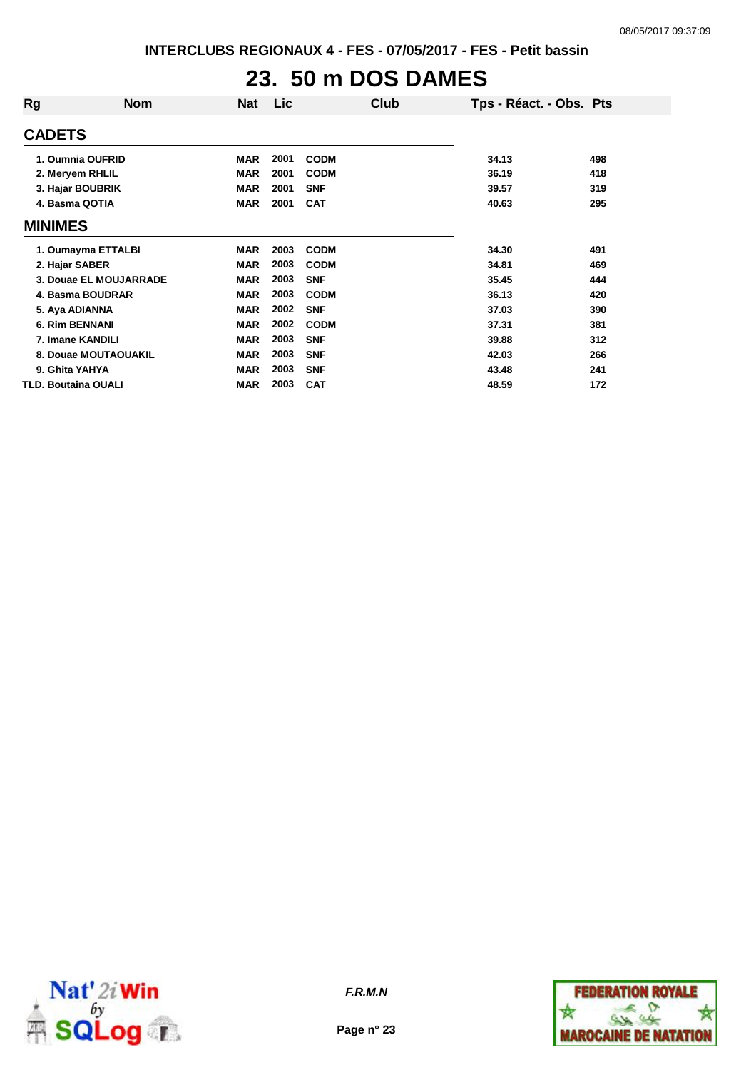INTERCLUBS REGIONAUX 4 - FES - 07/05/2017 - FES - Petit bassin

# 23. 50 m DOS DAMES

| Rg | Nom | Nat | Lic | Club | Tps - Réact. - Obs. | Pts |
|---|---|---|---|---|---|---|
| **CADETS** | | | | | | |
| 1. | Oumnia OUFRID | MAR | 2001 | CODM | 34.13 | 498 |
| 2. | Meryem RHLIL | MAR | 2001 | CODM | 36.19 | 418 |
| 3. | Hajar BOUBRIK | MAR | 2001 | SNF | 39.57 | 319 |
| 4. | Basma QOTIA | MAR | 2001 | CAT | 40.63 | 295 |
| **MINIMES** | | | | | | |
| 1. | Oumayma ETTALBI | MAR | 2003 | CODM | 34.30 | 491 |
| 2. | Hajar SABER | MAR | 2003 | CODM | 34.81 | 469 |
| 3. | Douae EL MOUJARRADE | MAR | 2003 | SNF | 35.45 | 444 |
| 4. | Basma BOUDRAR | MAR | 2003 | CODM | 36.13 | 420 |
| 5. | Aya ADIANNA | MAR | 2002 | SNF | 37.03 | 390 |
| 6. | Rim BENNANI | MAR | 2002 | CODM | 37.31 | 381 |
| 7. | Imane KANDILI | MAR | 2003 | SNF | 39.88 | 312 |
| 8. | Douae MOUTAOUAKIL | MAR | 2003 | SNF | 42.03 | 266 |
| 9. | Ghita YAHYA | MAR | 2003 | SNF | 43.48 | 241 |
| TLD. | Boutaina OUALI | MAR | 2003 | CAT | 48.59 | 172 |

*F.R.M.N*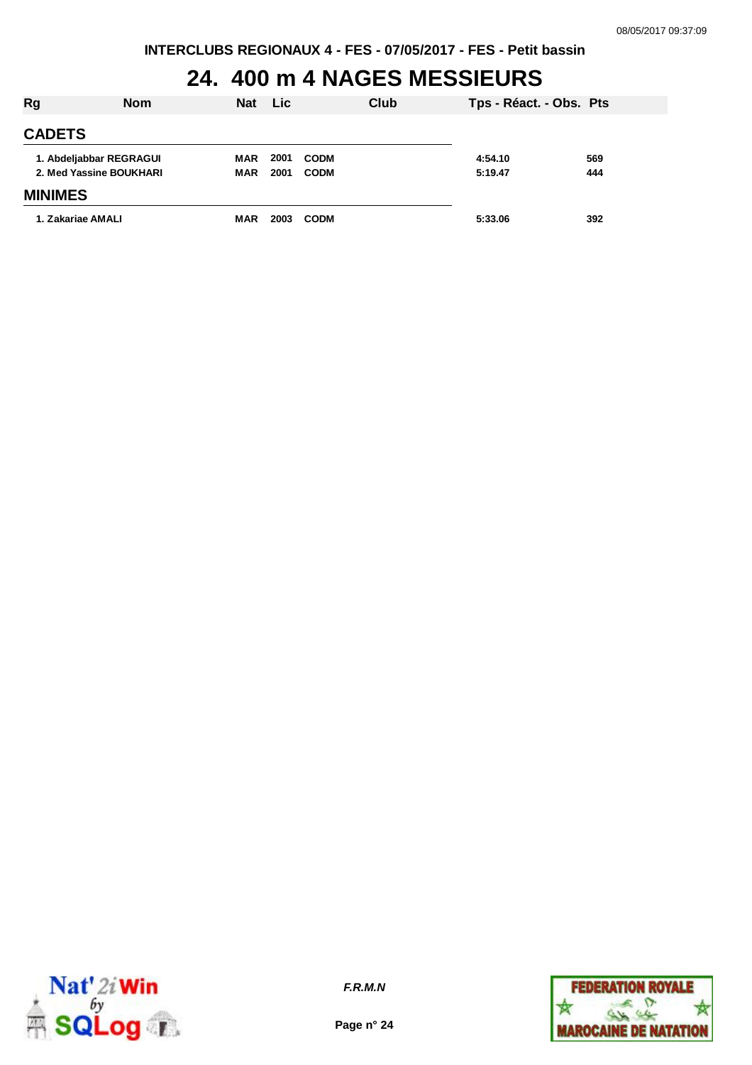INTERCLUBS REGIONAUX 4 - FES - 07/05/2017 - FES - Petit bassin

# 24. 400 m 4 NAGES MESSIEURS

| Rg | Nom | Nat | Lic | Club | Tps - Réact. - Obs. | Pts |
|---|---|---|---|---|---|---|
| **CADETS** | | | | | | |
| 1. | Abdeljabbar REGRAGUI | MAR | 2001 | CODM | 4:54.10 | 569 |
| 2. | Med Yassine BOUKHARI | MAR | 2001 | CODM | 5:19.47 | 444 |
| **MINIMES** | | | | | | |
| 1. | Zakariae AMALI | MAR | 2003 | CODM | 5:33.06 | 392 |

*F.R.M.N*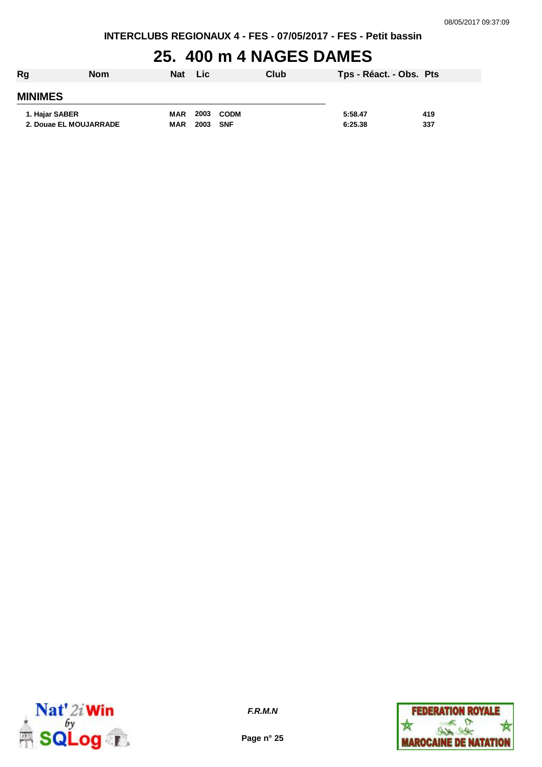# 25. 400 m 4 NAGES DAMES

| Rg | Nom | Nat | Lic | Club | Tps - Réact. - Obs. | Pts |
|---|---|---|---|---|---|---|
| **MINIMES** | | | | | | |
| 1. | Hajar SABER | MAR | 2003 | CODM | 5:58.47 | 419 |
| 2. | Douae EL MOUJARRADE | MAR | 2003 | SNF | 6:25.38 | 337 |

*F.R.M.N*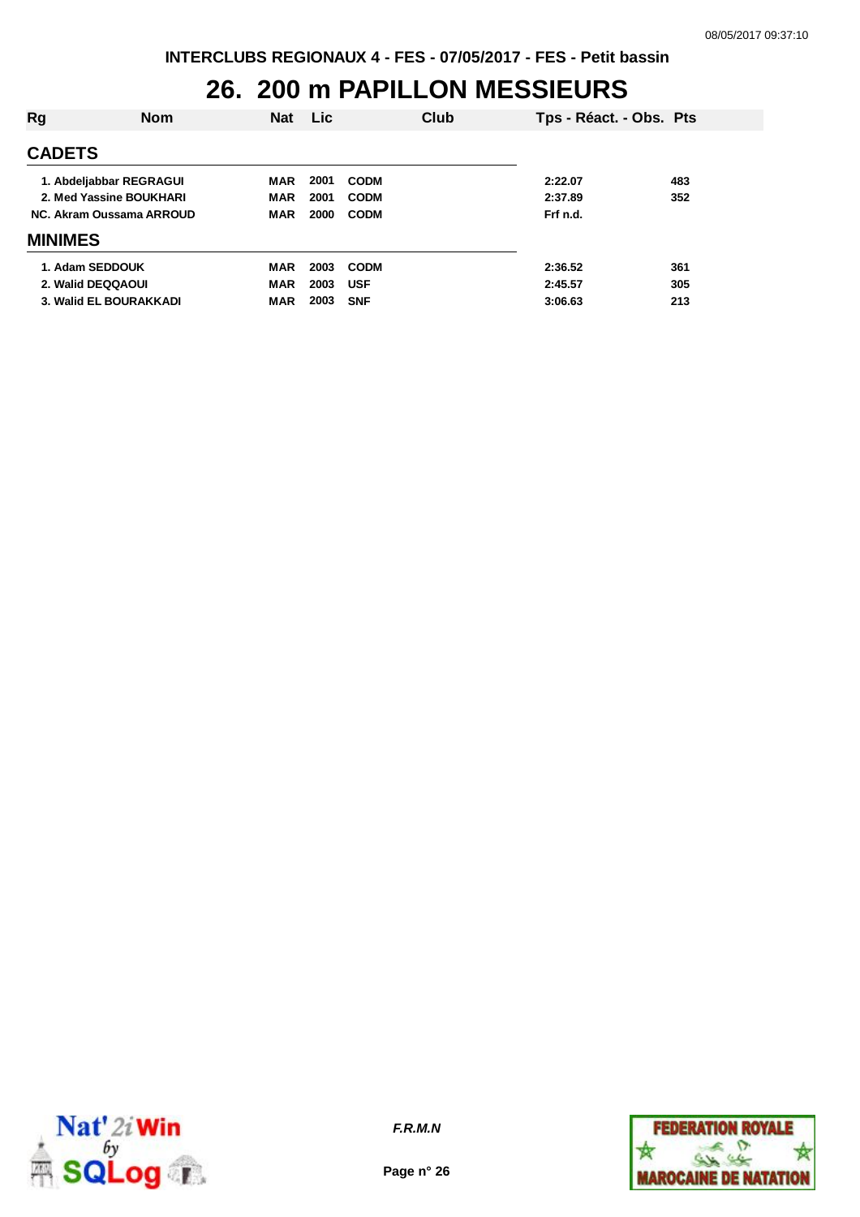INTERCLUBS REGIONAUX 4 - FES - 07/05/2017 - FES - Petit bassin

# 26. 200 m PAPILLON MESSIEURS

| Rg | Nom | Nat | Lic | Club | Tps - Réact. - Obs. | Pts |
|---|---|---|---|---|---|---|
| **CADETS** | | | | | | |
| 1. | Abdeljabbar REGRAGUI | MAR | 2001 | CODM | 2:22.07 | 483 |
| 2. | Med Yassine BOUKHARI | MAR | 2001 | CODM | 2:37.89 | 352 |
| NC. | Akram Oussama ARROUD | MAR | 2000 | CODM | Frf n.d. | |
| **MINIMES** | | | | | | |
| 1. | Adam SEDDOUK | MAR | 2003 | CODM | 2:36.52 | 361 |
| 2. | Walid DEQQAOUI | MAR | 2003 | USF | 2:45.57 | 305 |
| 3. | Walid EL BOURAKKADI | MAR | 2003 | SNF | 3:06.63 | 213 |

F.R.M.N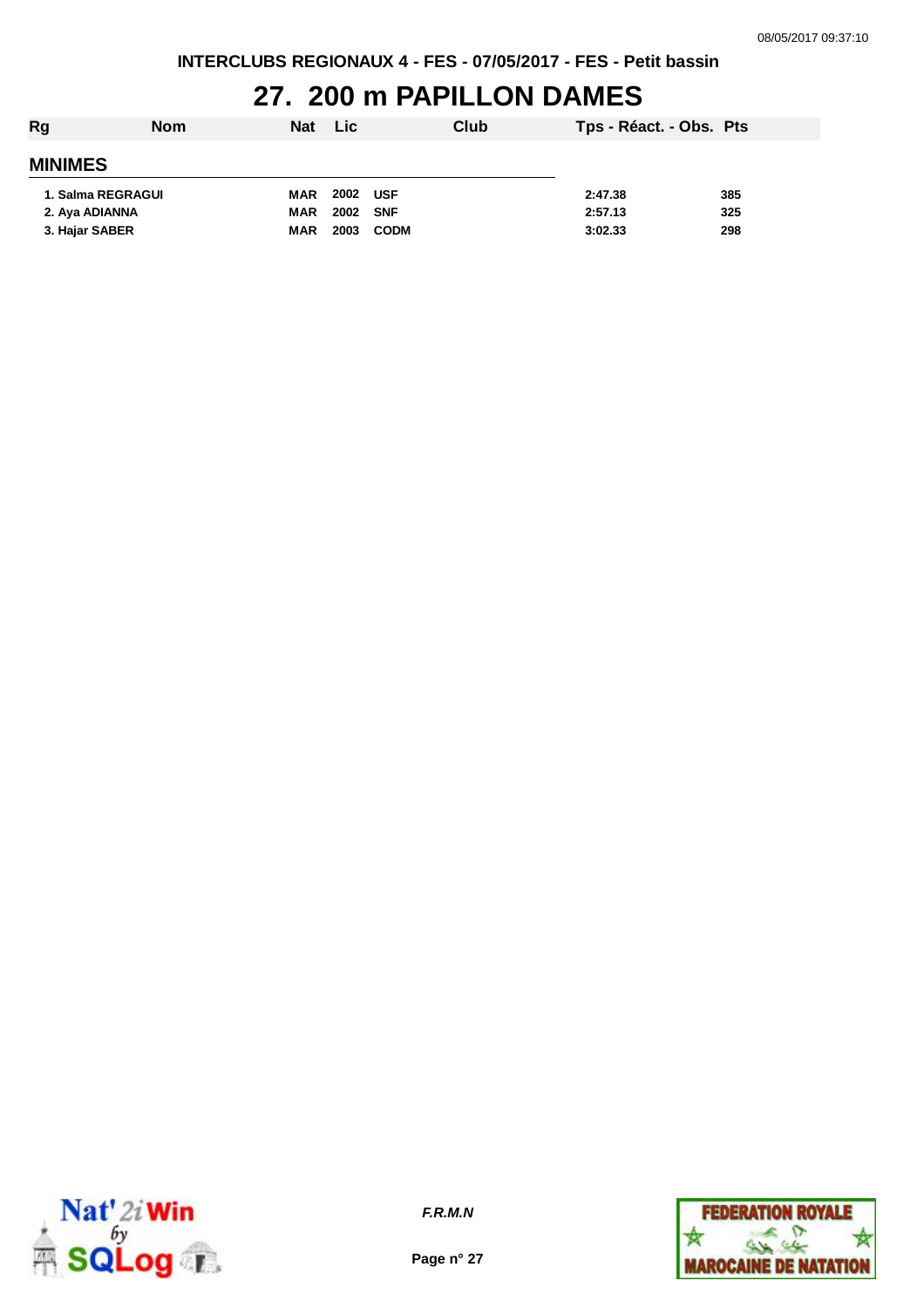INTERCLUBS REGIONAUX 4 - FES - 07/05/2017 - FES - Petit bassin

# 27. 200 m PAPILLON DAMES

| Rg | Nom | Nat | Lic | Club | Tps - Réact. - Obs. | Pts |
|---|---|---|---|---|---|---|
| **MINIMES** | | | | | | |
| 1. | Salma REGRAGUI | MAR | 2002 | USF | 2:47.38 | 385 |
| 2. | Aya ADIANNA | MAR | 2002 | SNF | 2:57.13 | 325 |
| 3. | Hajar SABER | MAR | 2003 | CODM | 3:02.33 | 298 |

*F.R.M.N*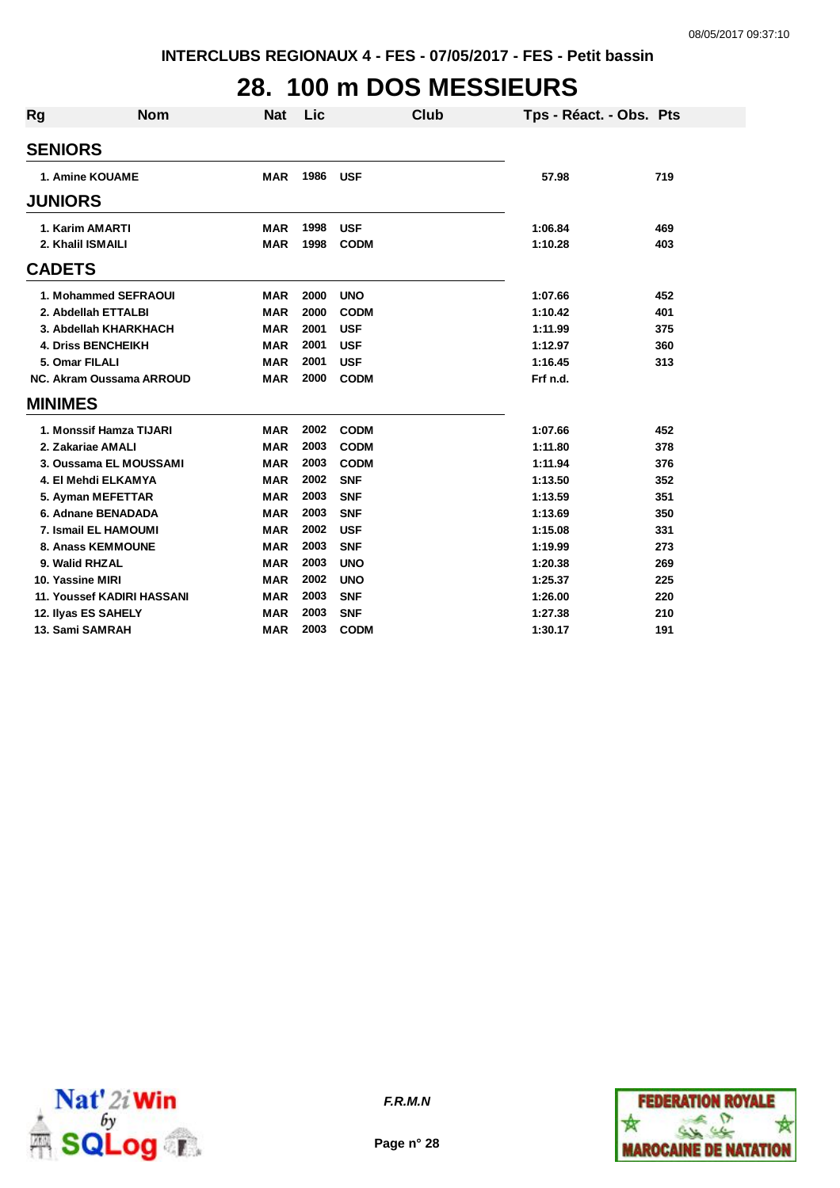INTERCLUBS REGIONAUX 4 - FES - 07/05/2017 - FES - Petit bassin

# 28. 100 m DOS MESSIEURS

| Rg | Nom | Nat | Lic | Club | Tps - Réact. - Obs. | Pts |
|---|---|---|---|---|---|---|
| **SENIORS** | | | | | | |
| 1. | Amine KOUAME | MAR | 1986 | USF | 57.98 | 719 |
| **JUNIORS** | | | | | | |
| 1. | Karim AMARTI | MAR | 1998 | USF | 1:06.84 | 469 |
| 2. | Khalil ISMAILI | MAR | 1998 | CODM | 1:10.28 | 403 |
| **CADETS** | | | | | | |
| 1. | Mohammed SEFRAOUI | MAR | 2000 | UNO | 1:07.66 | 452 |
| 2. | Abdellah ETTALBI | MAR | 2000 | CODM | 1:10.42 | 401 |
| 3. | Abdellah KHARKHACH | MAR | 2001 | USF | 1:11.99 | 375 |
| 4. | Driss BENCHEIKH | MAR | 2001 | USF | 1:12.97 | 360 |
| 5. | Omar FILALI | MAR | 2001 | USF | 1:16.45 | 313 |
| NC. | Akram Oussama ARROUD | MAR | 2000 | CODM | Frf n.d. | |
| **MINIMES** | | | | | | |
| 1. | Monssif Hamza TIJARI | MAR | 2002 | CODM | 1:07.66 | 452 |
| 2. | Zakariae AMALI | MAR | 2003 | CODM | 1:11.80 | 378 |
| 3. | Oussama EL MOUSSAMI | MAR | 2003 | CODM | 1:11.94 | 376 |
| 4. | El Mehdi ELKAMYA | MAR | 2002 | SNF | 1:13.50 | 352 |
| 5. | Ayman MEFETTAR | MAR | 2003 | SNF | 1:13.59 | 351 |
| 6. | Adnane BENADADA | MAR | 2003 | SNF | 1:13.69 | 350 |
| 7. | Ismail EL HAMOUMI | MAR | 2002 | USF | 1:15.08 | 331 |
| 8. | Anass KEMMOUNE | MAR | 2003 | SNF | 1:19.99 | 273 |
| 9. | Walid RHZAL | MAR | 2003 | UNO | 1:20.38 | 269 |
| 10. | Yassine MIRI | MAR | 2002 | UNO | 1:25.37 | 225 |
| 11. | Youssef KADIRI HASSANI | MAR | 2003 | SNF | 1:26.00 | 220 |
| 12. | Ilyas ES SAHELY | MAR | 2003 | SNF | 1:27.38 | 210 |
| 13. | Sami SAMRAH | MAR | 2003 | CODM | 1:30.17 | 191 |

*F.R.M.N*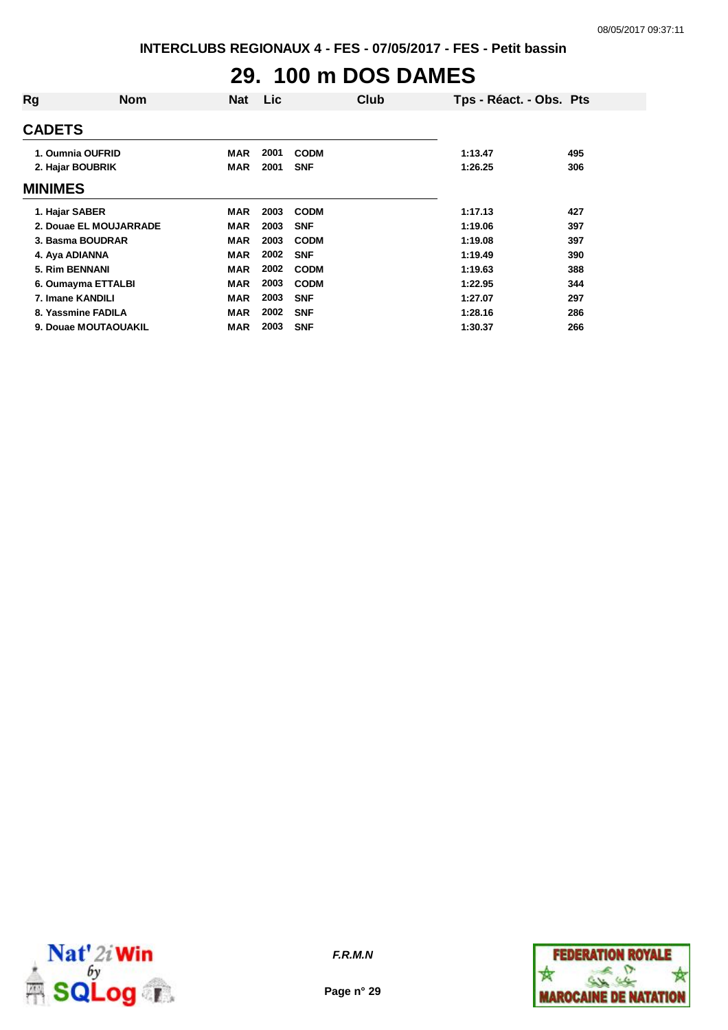INTERCLUBS REGIONAUX 4 - FES - 07/05/2017 - FES - Petit bassin

# 29. 100 m DOS DAMES

| Rg | Nom | Nat | Lic | Club | Tps - Réact. - Obs. | Pts |
|---|---|---|---|---|---|---|
| **CADETS** | | | | | | |
| 1. | Oumnia OUFRID | MAR | 2001 | CODM | 1:13.47 | 495 |
| 2. | Hajar BOUBRIK | MAR | 2001 | SNF | 1:26.25 | 306 |
| **MINIMES** | | | | | | |
| 1. | Hajar SABER | MAR | 2003 | CODM | 1:17.13 | 427 |
| 2. | Douae EL MOUJARRADE | MAR | 2003 | SNF | 1:19.06 | 397 |
| 3. | Basma BOUDRAR | MAR | 2003 | CODM | 1:19.08 | 397 |
| 4. | Aya ADIANNA | MAR | 2002 | SNF | 1:19.49 | 390 |
| 5. | Rim BENNANI | MAR | 2002 | CODM | 1:19.63 | 388 |
| 6. | Oumayma ETTALBI | MAR | 2003 | CODM | 1:22.95 | 344 |
| 7. | Imane KANDILI | MAR | 2003 | SNF | 1:27.07 | 297 |
| 8. | Yassmine FADILA | MAR | 2002 | SNF | 1:28.16 | 286 |
| 9. | Douae MOUTAOUAKIL | MAR | 2003 | SNF | 1:30.37 | 266 |

*F.R.M.N*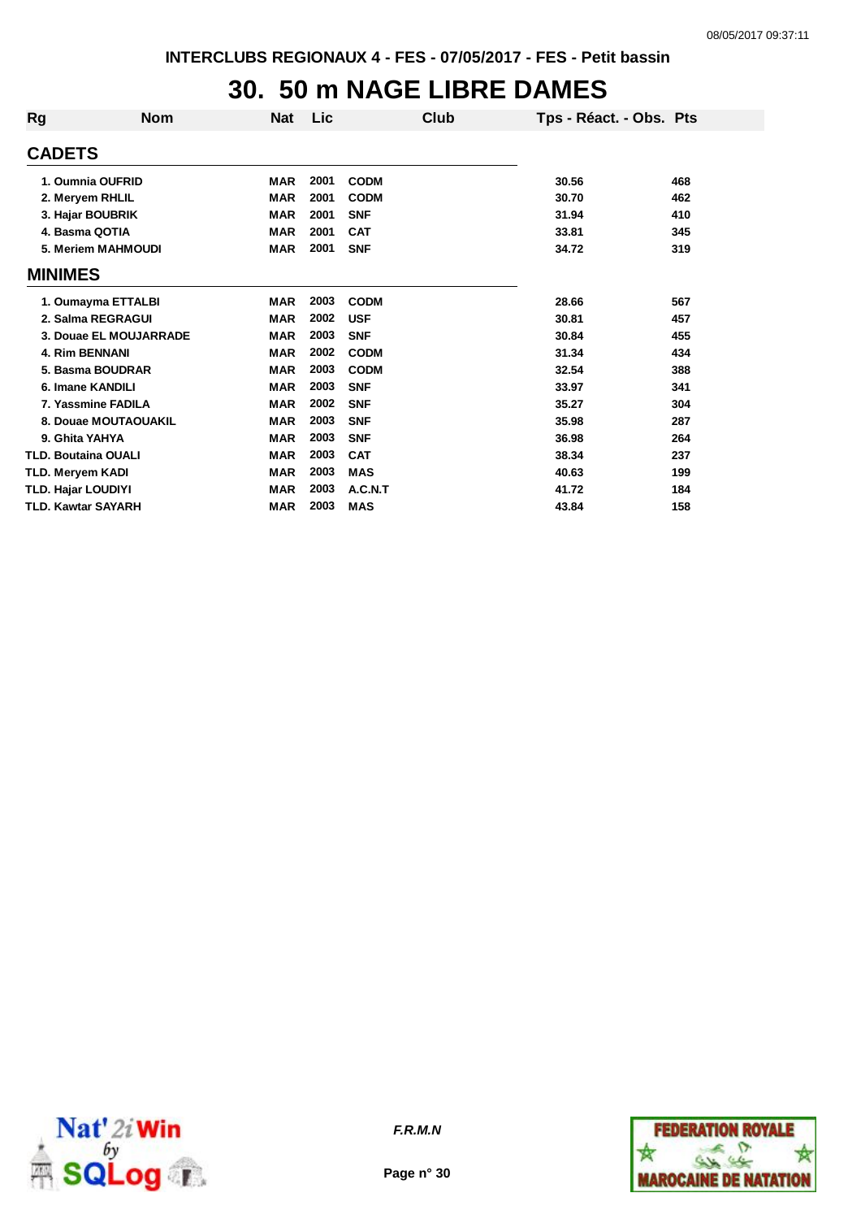INTERCLUBS REGIONAUX 4 - FES - 07/05/2017 - FES - Petit bassin

# 30. 50 m NAGE LIBRE DAMES

| Rg | Nom | Nat | Lic | Club | Tps - Réact. - Obs. | Pts |
|---|---|---|---|---|---|---|
| **CADETS** | | | | | | |
| 1. | Oumnia OUFRID | MAR | 2001 | CODM | 30.56 | 468 |
| 2. | Meryem RHLIL | MAR | 2001 | CODM | 30.70 | 462 |
| 3. | Hajar BOUBRIK | MAR | 2001 | SNF | 31.94 | 410 |
| 4. | Basma QOTIA | MAR | 2001 | CAT | 33.81 | 345 |
| 5. | Meriem MAHMOUDI | MAR | 2001 | SNF | 34.72 | 319 |
| **MINIMES** | | | | | | |
| 1. | Oumayma ETTALBI | MAR | 2003 | CODM | 28.66 | 567 |
| 2. | Salma REGRAGUI | MAR | 2002 | USF | 30.81 | 457 |
| 3. | Douae EL MOUJARRADE | MAR | 2003 | SNF | 30.84 | 455 |
| 4. | Rim BENNANI | MAR | 2002 | CODM | 31.34 | 434 |
| 5. | Basma BOUDRAR | MAR | 2003 | CODM | 32.54 | 388 |
| 6. | Imane KANDILI | MAR | 2003 | SNF | 33.97 | 341 |
| 7. | Yassmine FADILA | MAR | 2002 | SNF | 35.27 | 304 |
| 8. | Douae MOUTAOUAKIL | MAR | 2003 | SNF | 35.98 | 287 |
| 9. | Ghita YAHYA | MAR | 2003 | SNF | 36.98 | 264 |
| TLD. | Boutaina OUALI | MAR | 2003 | CAT | 38.34 | 237 |
| TLD. | Meryem KADI | MAR | 2003 | MAS | 40.63 | 199 |
| TLD. | Hajar LOUDIYI | MAR | 2003 | A.C.N.T | 41.72 | 184 |
| TLD. | Kawtar SAYARH | MAR | 2003 | MAS | 43.84 | 158 |

F.R.M.N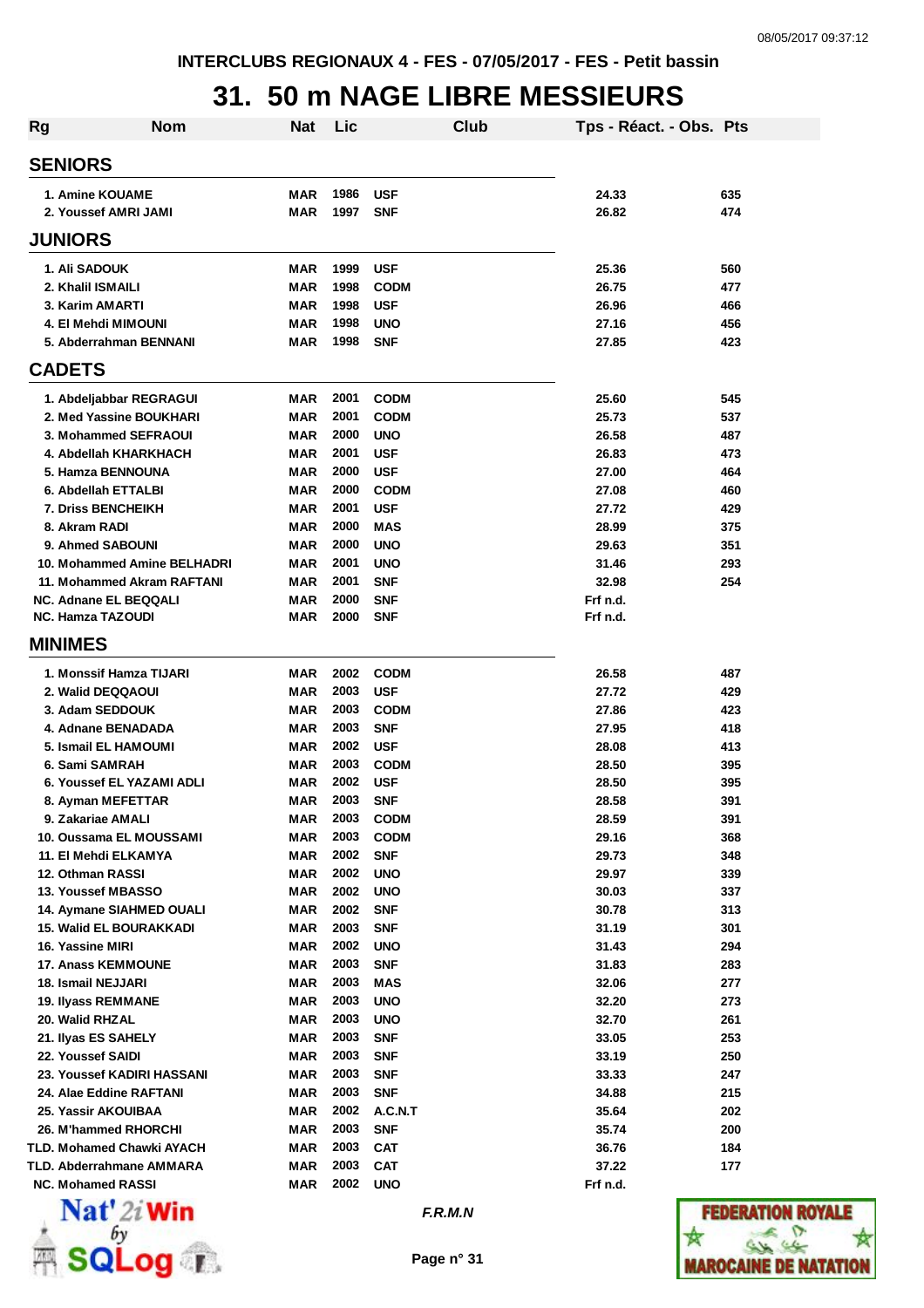INTERCLUBS REGIONAUX 4 - FES - 07/05/2017 - FES - Petit bassin

# 31. 50 m NAGE LIBRE MESSIEURS

| Rg | Nom | Nat | Lic | Club | Tps - Réact. - Obs. | Pts |
|---|---|---|---|---|---|---|
| **SENIORS** | | | | | | |
| 1. | Amine KOUAME | MAR | 1986 | USF | 24.33 | 635 |
| 2. | Youssef AMRI JAMI | MAR | 1997 | SNF | 26.82 | 474 |
| **JUNIORS** | | | | | | |
| 1. | Ali SADOUK | MAR | 1999 | USF | 25.36 | 560 |
| 2. | Khalil ISMAILI | MAR | 1998 | CODM | 26.75 | 477 |
| 3. | Karim AMARTI | MAR | 1998 | USF | 26.96 | 466 |
| 4. | El Mehdi MIMOUNI | MAR | 1998 | UNO | 27.16 | 456 |
| 5. | Abderrahman BENNANI | MAR | 1998 | SNF | 27.85 | 423 |
| **CADETS** | | | | | | |
| 1. | Abdeljabbar REGRAGUI | MAR | 2001 | CODM | 25.60 | 545 |
| 2. | Med Yassine BOUKHARI | MAR | 2001 | CODM | 25.73 | 537 |
| 3. | Mohammed SEFRAOUI | MAR | 2000 | UNO | 26.58 | 487 |
| 4. | Abdellah KHARKHACH | MAR | 2001 | USF | 26.83 | 473 |
| 5. | Hamza BENNOUNA | MAR | 2000 | USF | 27.00 | 464 |
| 6. | Abdellah ETTALBI | MAR | 2000 | CODM | 27.08 | 460 |
| 7. | Driss BENCHEIKH | MAR | 2001 | USF | 27.72 | 429 |
| 8. | Akram RADI | MAR | 2000 | MAS | 28.99 | 375 |
| 9. | Ahmed SABOUNI | MAR | 2000 | UNO | 29.63 | 351 |
| 10. | Mohammed Amine BELHADRI | MAR | 2001 | UNO | 31.46 | 293 |
| 11. | Mohammed Akram RAFTANI | MAR | 2001 | SNF | 32.98 | 254 |
| NC. | Adnane EL BEQQALI | MAR | 2000 | SNF | Frf n.d. | |
| NC. | Hamza TAZOUDI | MAR | 2000 | SNF | Frf n.d. | |
| **MINIMES** | | | | | | |
| 1. | Monssif Hamza TIJARI | MAR | 2002 | CODM | 26.58 | 487 |
| 2. | Walid DEQQAOUI | MAR | 2003 | USF | 27.72 | 429 |
| 3. | Adam SEDDOUK | MAR | 2003 | CODM | 27.86 | 423 |
| 4. | Adnane BENADADA | MAR | 2003 | SNF | 27.95 | 418 |
| 5. | Ismail EL HAMOUMI | MAR | 2002 | USF | 28.08 | 413 |
| 6. | Sami SAMRAH | MAR | 2003 | CODM | 28.50 | 395 |
| 6. | Youssef EL YAZAMI ADLI | MAR | 2002 | USF | 28.50 | 395 |
| 8. | Ayman MEFETTAR | MAR | 2003 | SNF | 28.58 | 391 |
| 9. | Zakariae AMALI | MAR | 2003 | CODM | 28.59 | 391 |
| 10. | Oussama EL MOUSSAMI | MAR | 2003 | CODM | 29.16 | 368 |
| 11. | El Mehdi ELKAMYA | MAR | 2002 | SNF | 29.73 | 348 |
| 12. | Othman RASSI | MAR | 2002 | UNO | 29.97 | 339 |
| 13. | Youssef MBASSO | MAR | 2002 | UNO | 30.03 | 337 |
| 14. | Aymane SIAHMED OUALI | MAR | 2002 | SNF | 30.78 | 313 |
| 15. | Walid EL BOURAKKADI | MAR | 2003 | SNF | 31.19 | 301 |
| 16. | Yassine MIRI | MAR | 2002 | UNO | 31.43 | 294 |
| 17. | Anass KEMMOUNE | MAR | 2003 | SNF | 31.83 | 283 |
| 18. | Ismail NEJJARI | MAR | 2003 | MAS | 32.06 | 277 |
| 19. | Ilyass REMMANE | MAR | 2003 | UNO | 32.20 | 273 |
| 20. | Walid RHZAL | MAR | 2003 | UNO | 32.70 | 261 |
| 21. | Ilyas ES SAHELY | MAR | 2003 | SNF | 33.05 | 253 |
| 22. | Youssef SAIDI | MAR | 2003 | SNF | 33.19 | 250 |
| 23. | Youssef KADIRI HASSANI | MAR | 2003 | SNF | 33.33 | 247 |
| 24. | Alae Eddine RAFTANI | MAR | 2003 | SNF | 34.88 | 215 |
| 25. | Yassir AKOUIBAA | MAR | 2002 | A.C.N.T | 35.64 | 202 |
| 26. | M'hammed RHORCHI | MAR | 2003 | SNF | 35.74 | 200 |
| TLD. | Mohamed Chawki AYACH | MAR | 2003 | CAT | 36.76 | 184 |
| TLD. | Abderrahmane AMMARA | MAR | 2003 | CAT | 37.22 | 177 |
| NC. | Mohamed RASSI | MAR | 2002 | UNO | Frf n.d. | |

*F.R.M.N*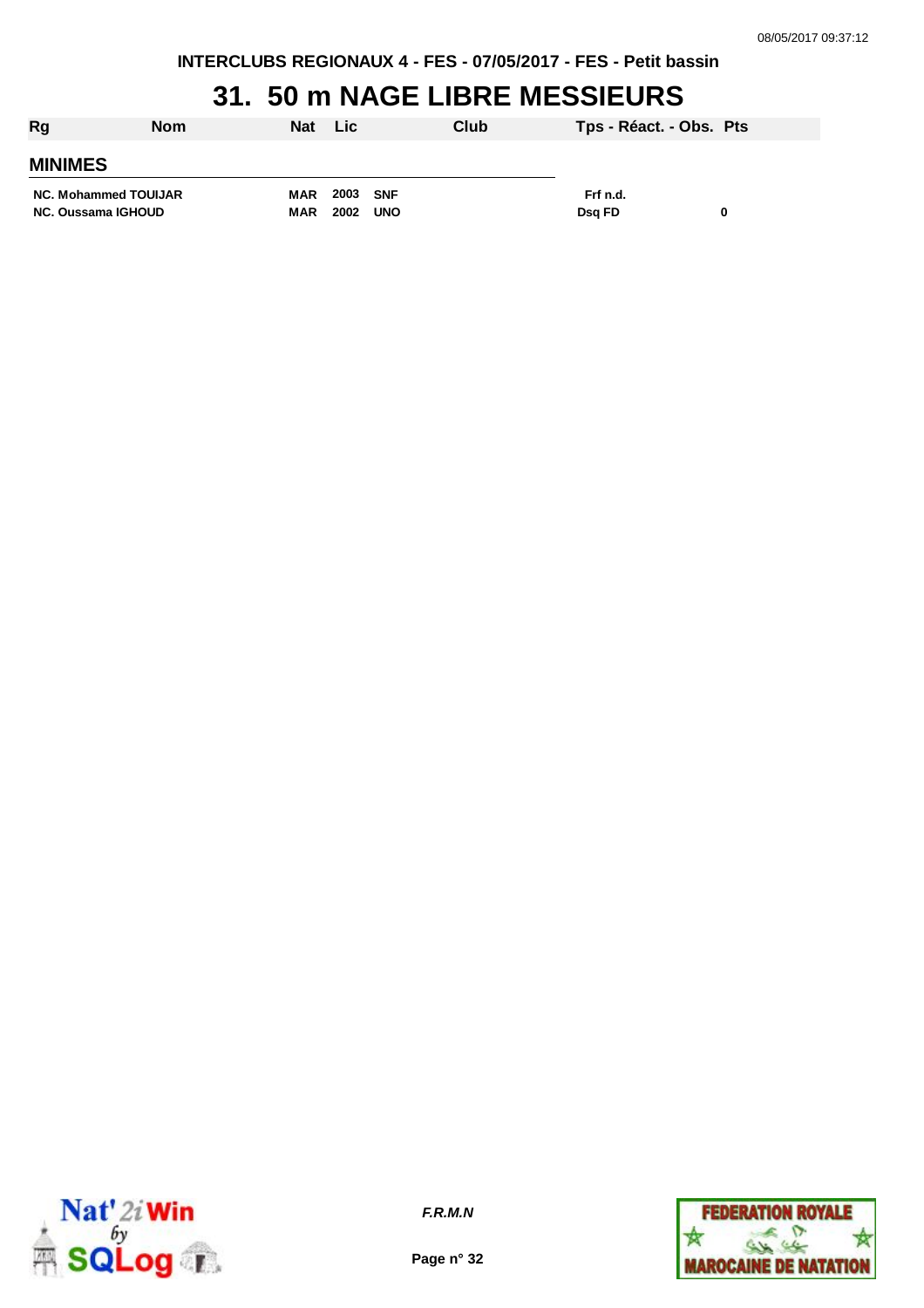INTERCLUBS REGIONAUX 4 - FES - 07/05/2017 - FES - Petit bassin

# 31. 50 m NAGE LIBRE MESSIEURS

| Rg | Nom | Nat | Lic | Club | Tps - Réact. - Obs. | Pts |
|---|---|---|---|---|---|---|
| **MINIMES** | | | | | | |
| NC. | Mohammed TOUIJAR | MAR | 2003 | SNF | Frf n.d. | |
| NC. | Oussama IGHOUD | MAR | 2002 | UNO | Dsq FD | 0 |

*F.R.M.N*